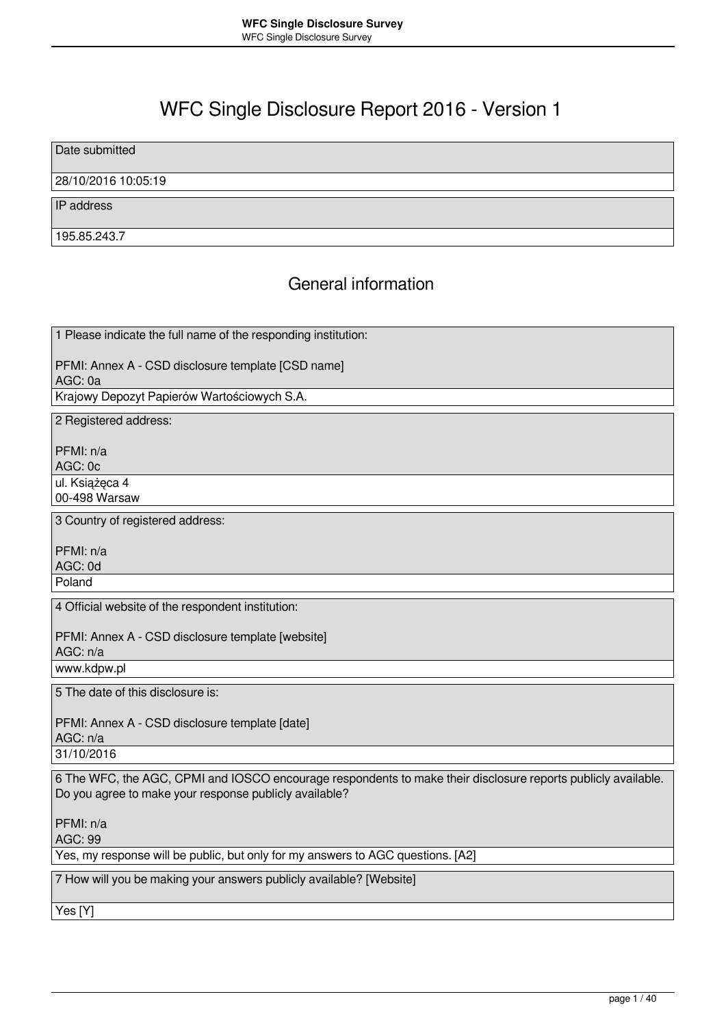# WFC Single Disclosure Report 2016 - Version 1

| Date submitted |
|---|
| 28/10/2016 10:05:19 |

| IP address |
|---|
| 195.85.243.7 |

## General information

| 1 Please indicate the full name of the responding institution:<br><br>PFMI: Annex A - CSD disclosure template [CSD name]<br>AGC: 0a |
|---|
| Krajowy Depozyt Papierów Wartościowych S.A. |

| 2 Registered address:<br><br>PFMI: n/a<br>AGC: 0c |
|---|
| ul. Książęca 4<br>00-498 Warsaw |

| 3 Country of registered address:<br><br>PFMI: n/a<br>AGC: 0d |
|---|
| Poland |

| 4 Official website of the respondent institution:<br><br>PFMI: Annex A - CSD disclosure template [website]<br>AGC: n/a |
|---|
| www.kdpw.pl |

| 5 The date of this disclosure is:<br><br>PFMI: Annex A - CSD disclosure template [date]<br>AGC: n/a |
|---|
| 31/10/2016 |

| 6 The WFC, the AGC, CPMI and IOSCO encourage respondents to make their disclosure reports publicly available. Do you agree to make your response publicly available?<br><br>PFMI: n/a<br>AGC: 99 |
|---|
| Yes, my response will be public, but only for my answers to AGC questions. [A2] |

| 7 How will you be making your answers publicly available? [Website] |
|---|
| Yes [Y] |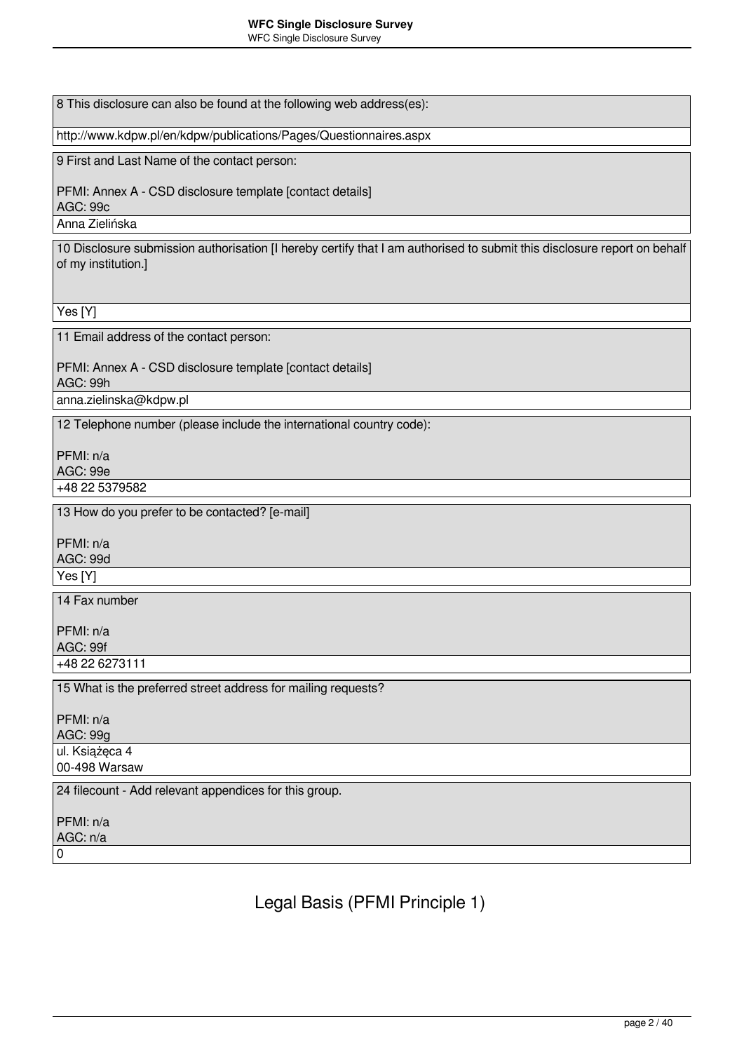8 This disclosure can also be found at the following web address(es):

http://www.kdpw.pl/en/kdpw/publications/Pages/Questionnaires.aspx

9 First and Last Name of the contact person:

PFMI: Annex A - CSD disclosure template [contact details]
AGC: 99c

Anna Zielińska

10 Disclosure submission authorisation [I hereby certify that I am authorised to submit this disclosure report on behalf of my institution.]

Yes [Y]

11 Email address of the contact person:

PFMI: Annex A - CSD disclosure template [contact details]
AGC: 99h

anna.zielinska@kdpw.pl

12 Telephone number (please include the international country code):

PFMI: n/a
AGC: 99e

+48 22 5379582

13 How do you prefer to be contacted? [e-mail]

PFMI: n/a
AGC: 99d

Yes [Y]

14 Fax number

PFMI: n/a
AGC: 99f

+48 22 6273111

15 What is the preferred street address for mailing requests?

PFMI: n/a
AGC: 99g

ul. Książęca 4
00-498 Warsaw

24 filecount - Add relevant appendices for this group.

PFMI: n/a
AGC: n/a

0

# Legal Basis (PFMI Principle 1)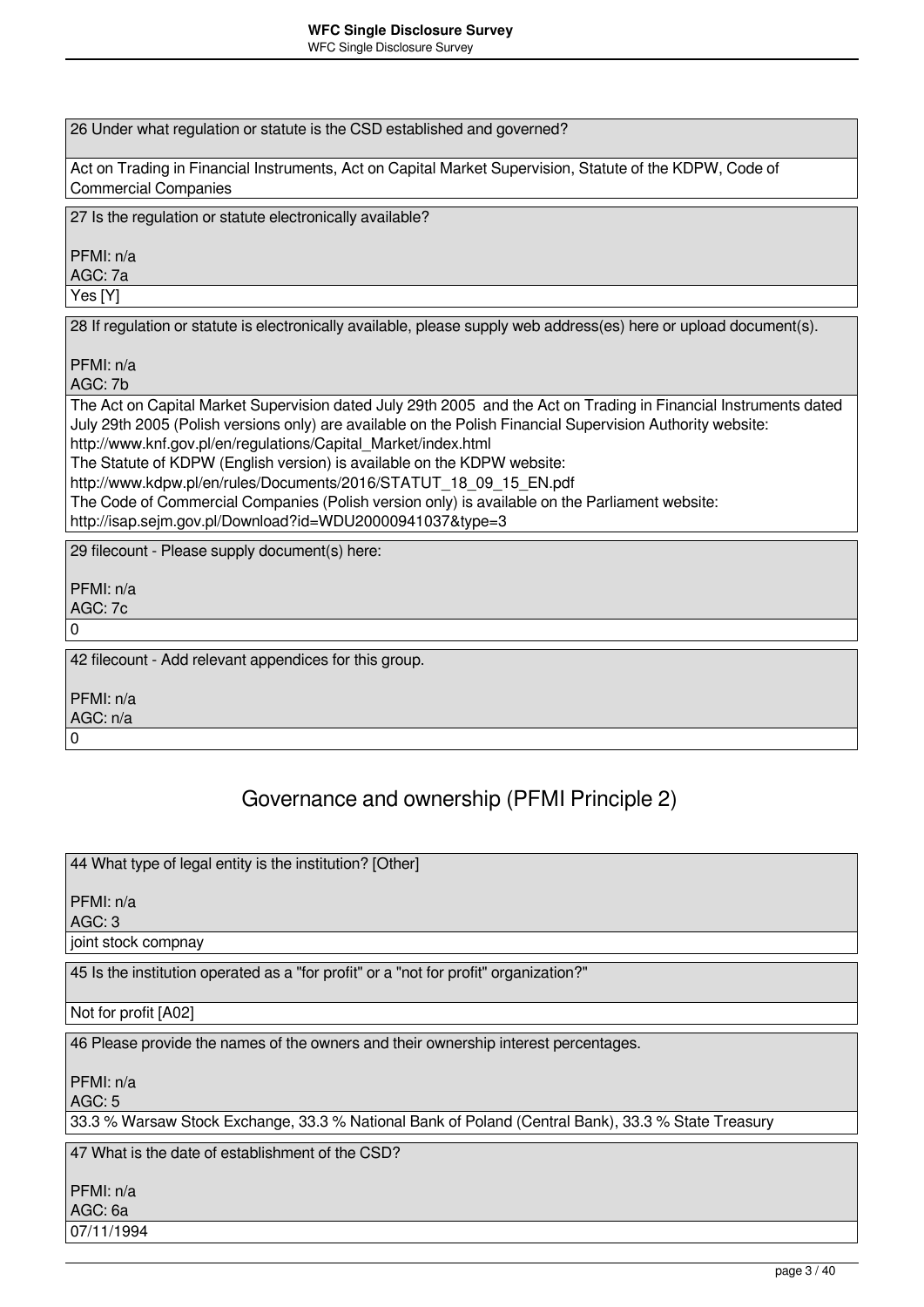26 Under what regulation or statute is the CSD established and governed?

Act on Trading in Financial Instruments, Act on Capital Market Supervision, Statute of the KDPW, Code of Commercial Companies

27 Is the regulation or statute electronically available?

PFMI: n/a
AGC: 7a

Yes [Y]

28 If regulation or statute is electronically available, please supply web address(es) here or upload document(s).

PFMI: n/a
AGC: 7b

The Act on Capital Market Supervision dated July 29th 2005 and the Act on Trading in Financial Instruments dated July 29th 2005 (Polish versions only) are available on the Polish Financial Supervision Authority website:
http://www.knf.gov.pl/en/regulations/Capital_Market/index.html
The Statute of KDPW (English version) is available on the KDPW website:
http://www.kdpw.pl/en/rules/Documents/2016/STATUT_18_09_15_EN.pdf
The Code of Commercial Companies (Polish version only) is available on the Parliament website:
http://isap.sejm.gov.pl/Download?id=WDU20000941037&type=3

29 filecount - Please supply document(s) here:

PFMI: n/a
AGC: 7c

0

42 filecount - Add relevant appendices for this group.

PFMI: n/a
AGC: n/a

0

## Governance and ownership (PFMI Principle 2)

44 What type of legal entity is the institution? [Other]

PFMI: n/a
AGC: 3

joint stock compnay

45 Is the institution operated as a "for profit" or a "not for profit" organization?"

Not for profit [A02]

46 Please provide the names of the owners and their ownership interest percentages.

PFMI: n/a
AGC: 5

33.3 % Warsaw Stock Exchange, 33.3 % National Bank of Poland (Central Bank), 33.3 % State Treasury

47 What is the date of establishment of the CSD?

PFMI: n/a
AGC: 6a

07/11/1994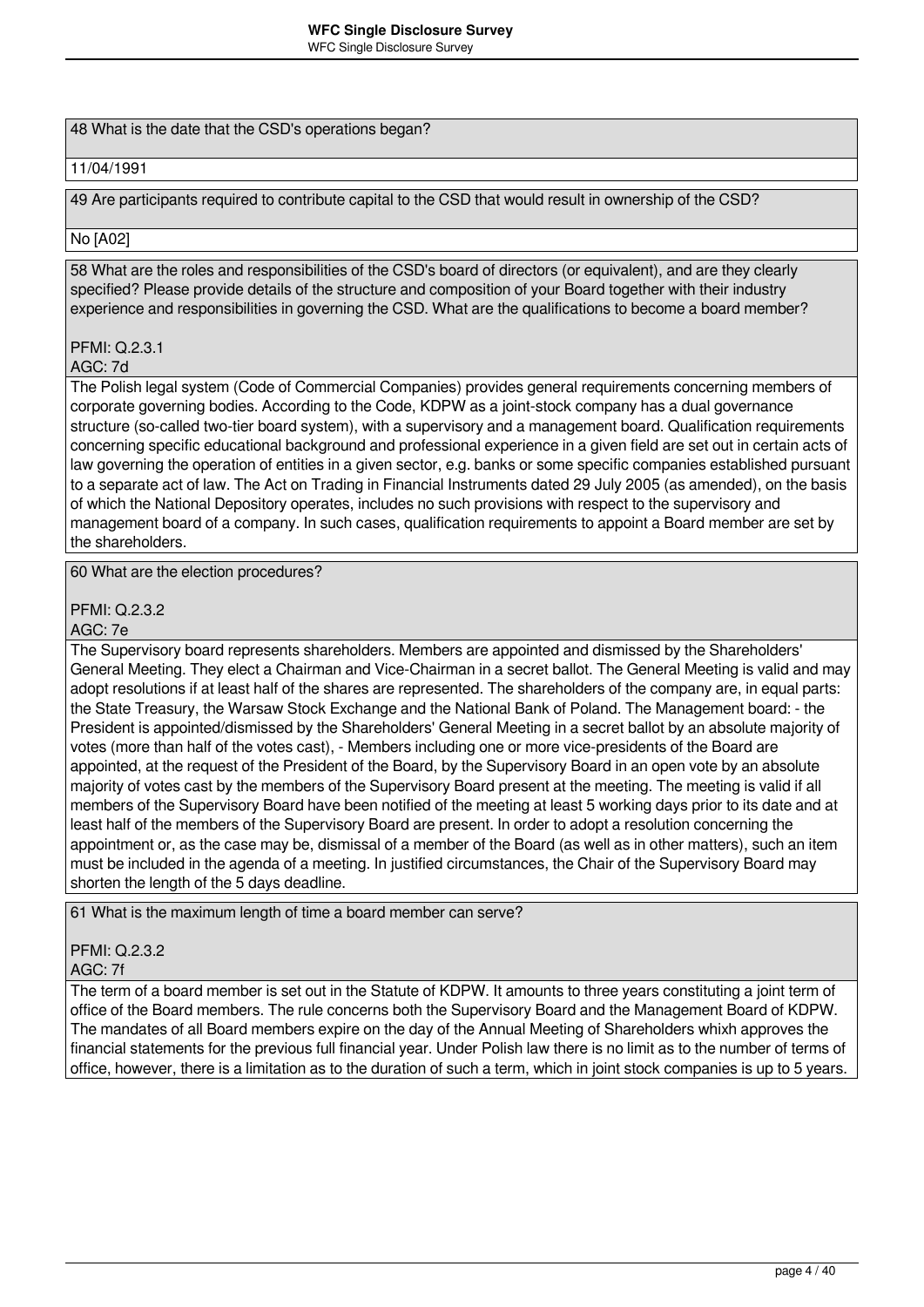**48 What is the date that the CSD's operations began?**

11/04/1991

**49 Are participants required to contribute capital to the CSD that would result in ownership of the CSD?**

No [A02]

**58 What are the roles and responsibilities of the CSD's board of directors (or equivalent), and are they clearly specified? Please provide details of the structure and composition of your Board together with their industry experience and responsibilities in governing the CSD. What are the qualifications to become a board member?**

PFMI: Q.2.3.1
AGC: 7d

The Polish legal system (Code of Commercial Companies) provides general requirements concerning members of corporate governing bodies. According to the Code, KDPW as a joint-stock company has a dual governance structure (so-called two-tier board system), with a supervisory and a management board. Qualification requirements concerning specific educational background and professional experience in a given field are set out in certain acts of law governing the operation of entities in a given sector, e.g. banks or some specific companies established pursuant to a separate act of law. The Act on Trading in Financial Instruments dated 29 July 2005 (as amended), on the basis of which the National Depository operates, includes no such provisions with respect to the supervisory and management board of a company. In such cases, qualification requirements to appoint a Board member are set by the shareholders.

**60 What are the election procedures?**

PFMI: Q.2.3.2
AGC: 7e

The Supervisory board represents shareholders. Members are appointed and dismissed by the Shareholders' General Meeting. They elect a Chairman and Vice-Chairman in a secret ballot. The General Meeting is valid and may adopt resolutions if at least half of the shares are represented. The shareholders of the company are, in equal parts: the State Treasury, the Warsaw Stock Exchange and the National Bank of Poland. The Management board: - the President is appointed/dismissed by the Shareholders' General Meeting in a secret ballot by an absolute majority of votes (more than half of the votes cast), - Members including one or more vice-presidents of the Board are appointed, at the request of the President of the Board, by the Supervisory Board in an open vote by an absolute majority of votes cast by the members of the Supervisory Board present at the meeting. The meeting is valid if all members of the Supervisory Board have been notified of the meeting at least 5 working days prior to its date and at least half of the members of the Supervisory Board are present. In order to adopt a resolution concerning the appointment or, as the case may be, dismissal of a member of the Board (as well as in other matters), such an item must be included in the agenda of a meeting. In justified circumstances, the Chair of the Supervisory Board may shorten the length of the 5 days deadline.

**61 What is the maximum length of time a board member can serve?**

PFMI: Q.2.3.2
AGC: 7f

The term of a board member is set out in the Statute of KDPW. It amounts to three years constituting a joint term of office of the Board members. The rule concerns both the Supervisory Board and the Management Board of KDPW. The mandates of all Board members expire on the day of the Annual Meeting of Shareholders whixh approves the financial statements for the previous full financial year. Under Polish law there is no limit as to the number of terms of office, however, there is a limitation as to the duration of such a term, which in joint stock companies is up to 5 years.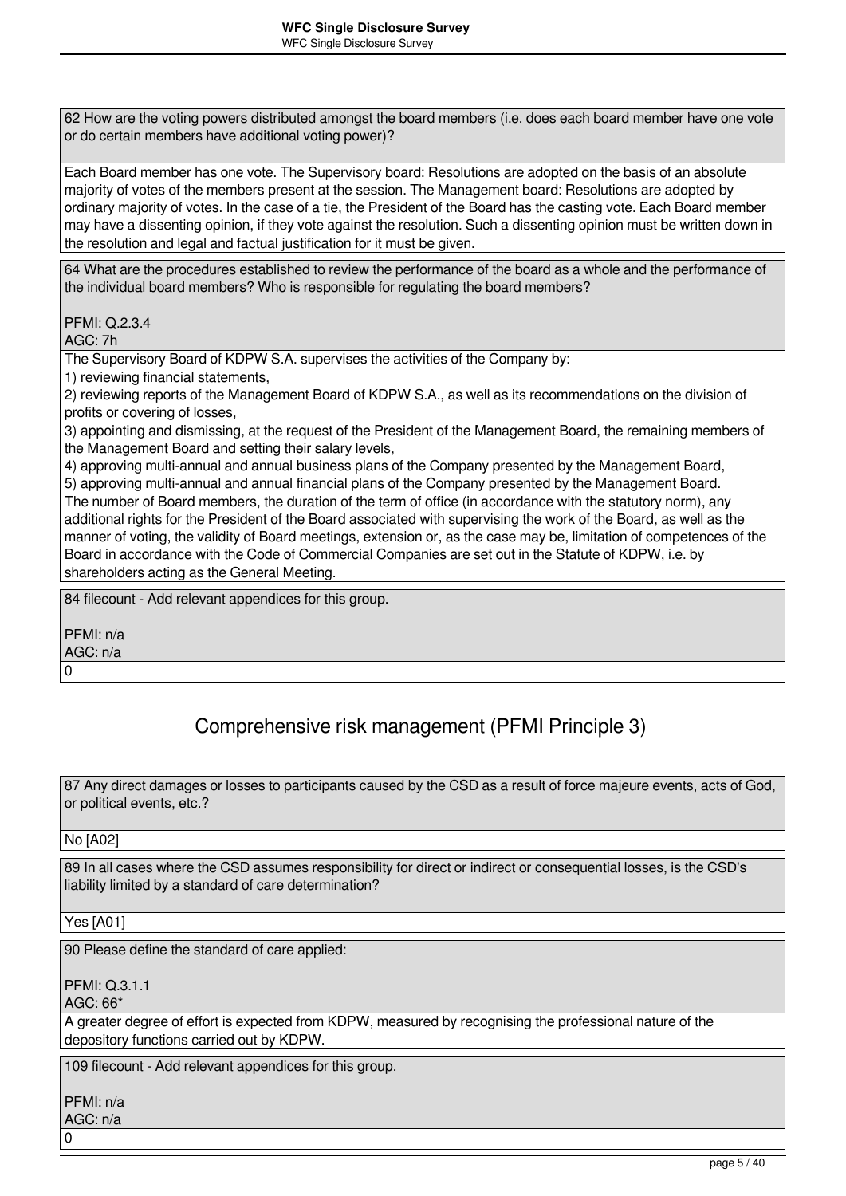62 How are the voting powers distributed amongst the board members (i.e. does each board member have one vote or do certain members have additional voting power)?

Each Board member has one vote. The Supervisory board: Resolutions are adopted on the basis of an absolute majority of votes of the members present at the session. The Management board: Resolutions are adopted by ordinary majority of votes. In the case of a tie, the President of the Board has the casting vote. Each Board member may have a dissenting opinion, if they vote against the resolution. Such a dissenting opinion must be written down in the resolution and legal and factual justification for it must be given.

64 What are the procedures established to review the performance of the board as a whole and the performance of the individual board members? Who is responsible for regulating the board members?

PFMI: Q.2.3.4
AGC: 7h

The Supervisory Board of KDPW S.A. supervises the activities of the Company by:
1) reviewing financial statements,
2) reviewing reports of the Management Board of KDPW S.A., as well as its recommendations on the division of profits or covering of losses,
3) appointing and dismissing, at the request of the President of the Management Board, the remaining members of the Management Board and setting their salary levels,
4) approving multi-annual and annual business plans of the Company presented by the Management Board,
5) approving multi-annual and annual financial plans of the Company presented by the Management Board.
The number of Board members, the duration of the term of office (in accordance with the statutory norm), any additional rights for the President of the Board associated with supervising the work of the Board, as well as the manner of voting, the validity of Board meetings, extension or, as the case may be, limitation of competences of the Board in accordance with the Code of Commercial Companies are set out in the Statute of KDPW, i.e. by shareholders acting as the General Meeting.

84 filecount - Add relevant appendices for this group.

PFMI: n/a
AGC: n/a

0

## Comprehensive risk management (PFMI Principle 3)

87 Any direct damages or losses to participants caused by the CSD as a result of force majeure events, acts of God, or political events, etc.?

No [A02]

89 In all cases where the CSD assumes responsibility for direct or indirect or consequential losses, is the CSD's liability limited by a standard of care determination?

Yes [A01]

90 Please define the standard of care applied:

PFMI: Q.3.1.1
AGC: 66*

A greater degree of effort is expected from KDPW, measured by recognising the professional nature of the depository functions carried out by KDPW.

109 filecount - Add relevant appendices for this group.

PFMI: n/a
AGC: n/a

0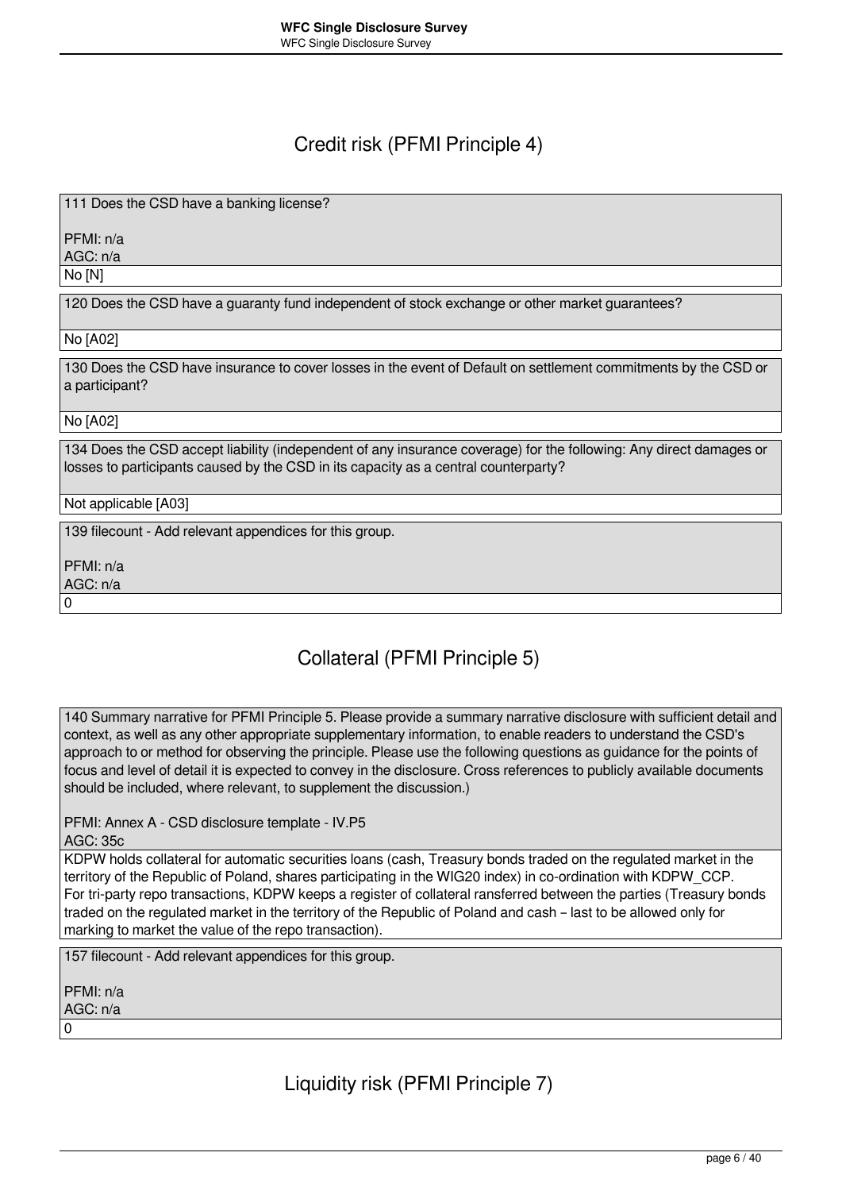## Credit risk (PFMI Principle 4)

111 Does the CSD have a banking license?

PFMI: n/a
AGC: n/a

No [N]

120 Does the CSD have a guaranty fund independent of stock exchange or other market guarantees?

No [A02]

130 Does the CSD have insurance to cover losses in the event of Default on settlement commitments by the CSD or a participant?

No [A02]

134 Does the CSD accept liability (independent of any insurance coverage) for the following: Any direct damages or losses to participants caused by the CSD in its capacity as a central counterparty?

Not applicable [A03]

139 filecount - Add relevant appendices for this group.

PFMI: n/a
AGC: n/a

0

## Collateral (PFMI Principle 5)

140 Summary narrative for PFMI Principle 5. Please provide a summary narrative disclosure with sufficient detail and context, as well as any other appropriate supplementary information, to enable readers to understand the CSD's approach to or method for observing the principle. Please use the following questions as guidance for the points of focus and level of detail it is expected to convey in the disclosure. Cross references to publicly available documents should be included, where relevant, to supplement the discussion.)

PFMI: Annex A - CSD disclosure template - IV.P5
AGC: 35c

KDPW holds collateral for automatic securities loans (cash, Treasury bonds traded on the regulated market in the territory of the Republic of Poland, shares participating in the WIG20 index) in co-ordination with KDPW_CCP.
For tri-party repo transactions, KDPW keeps a register of collateral ransferred between the parties (Treasury bonds traded on the regulated market in the territory of the Republic of Poland and cash – last to be allowed only for marking to market the value of the repo transaction).

157 filecount - Add relevant appendices for this group.

PFMI: n/a
AGC: n/a

0

## Liquidity risk (PFMI Principle 7)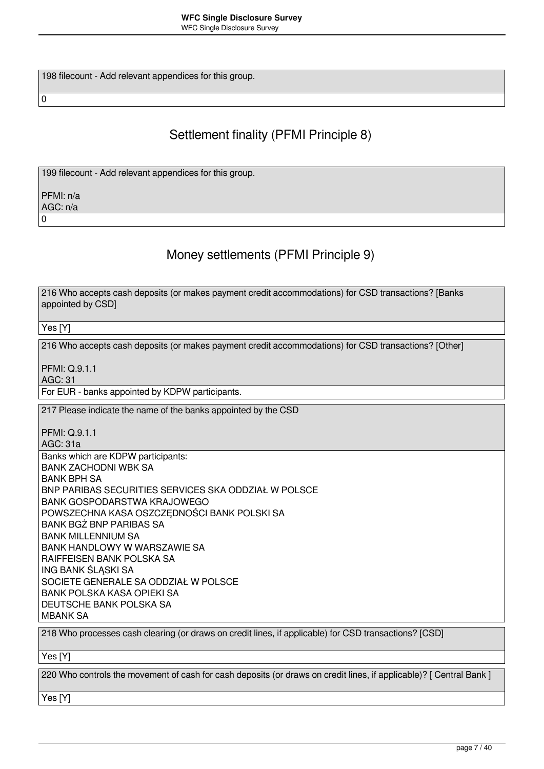| 198 filecount - Add relevant appendices for this group. |
| --- |
| 0 |

## Settlement finality (PFMI Principle 8)

| 199 filecount - Add relevant appendices for this group.<br><br>PFMI: n/a<br>AGC: n/a |
| --- |
| 0 |

## Money settlements (PFMI Principle 9)

| 216 Who accepts cash deposits (or makes payment credit accommodations) for CSD transactions? [Banks appointed by CSD] |
| --- |
| Yes [Y] |

| 216 Who accepts cash deposits (or makes payment credit accommodations) for CSD transactions? [Other]<br><br>PFMI: Q.9.1.1<br>AGC: 31 |
| --- |
| For EUR - banks appointed by KDPW participants. |

| 217 Please indicate the name of the banks appointed by the CSD<br><br>PFMI: Q.9.1.1<br>AGC: 31a |
| --- |
| Banks which are KDPW participants:<br>BANK ZACHODNI WBK SA<br>BANK BPH SA<br>BNP PARIBAS SECURITIES SERVICES SKA ODDZIAŁ W POLSCE<br>BANK GOSPODARSTWA KRAJOWEGO<br>POWSZECHNA KASA OSZCZĘDNOŚCI BANK POLSKI SA<br>BANK BGŻ BNP PARIBAS SA<br>BANK MILLENNIUM SA<br>BANK HANDLOWY W WARSZAWIE SA<br>RAIFFEISEN BANK POLSKA SA<br>ING BANK ŚLĄSKI SA<br>SOCIETE GENERALE SA ODDZIAŁ W POLSCE<br>BANK POLSKA KASA OPIEKI SA<br>DEUTSCHE BANK POLSKA SA<br>MBANK SA |

| 218 Who processes cash clearing (or draws on credit lines, if applicable) for CSD transactions? [CSD] |
| --- |
| Yes [Y] |

| 220 Who controls the movement of cash for cash deposits (or draws on credit lines, if applicable)? [ Central Bank ] |
| --- |
| Yes [Y] |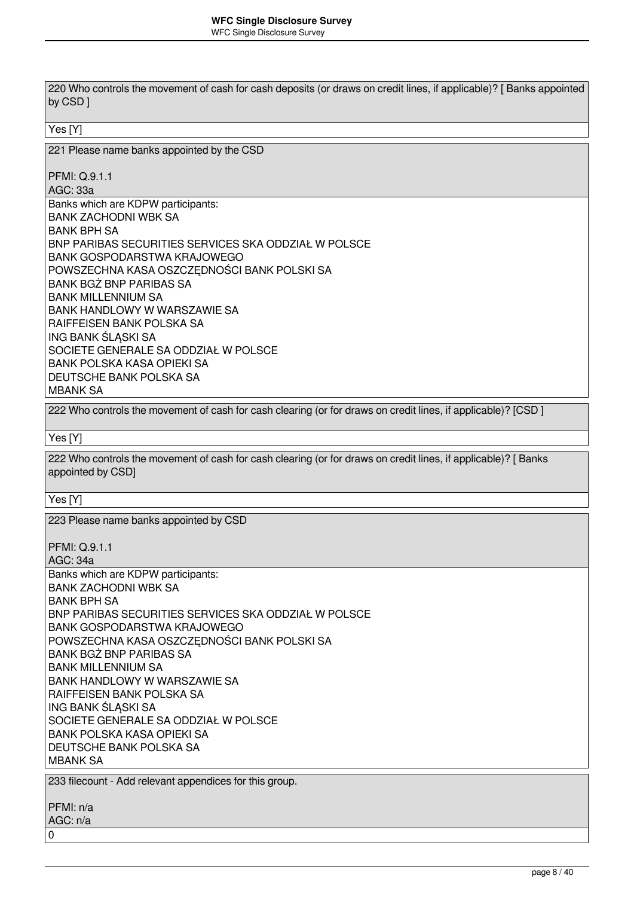220 Who controls the movement of cash for cash deposits (or draws on credit lines, if applicable)? [ Banks appointed by CSD ]

Yes [Y]

221 Please name banks appointed by the CSD

PFMI: Q.9.1.1
AGC: 33a

Banks which are KDPW participants:
BANK ZACHODNI WBK SA
BANK BPH SA
BNP PARIBAS SECURITIES SERVICES SKA ODDZIAŁ W POLSCE
BANK GOSPODARSTWA KRAJOWEGO
POWSZECHNA KASA OSZCZĘDNOŚCI BANK POLSKI SA
BANK BGŻ BNP PARIBAS SA
BANK MILLENNIUM SA
BANK HANDLOWY W WARSZAWIE SA
RAIFFEISEN BANK POLSKA SA
ING BANK ŚLĄSKI SA
SOCIETE GENERALE SA ODDZIAŁ W POLSCE
BANK POLSKA KASA OPIEKI SA
DEUTSCHE BANK POLSKA SA
MBANK SA

222 Who controls the movement of cash for cash clearing (or for draws on credit lines, if applicable)? [CSD ]

Yes [Y]

222 Who controls the movement of cash for cash clearing (or for draws on credit lines, if applicable)? [ Banks appointed by CSD]

Yes [Y]

223 Please name banks appointed by CSD

PFMI: Q.9.1.1
AGC: 34a

Banks which are KDPW participants:
BANK ZACHODNI WBK SA
BANK BPH SA
BNP PARIBAS SECURITIES SERVICES SKA ODDZIAŁ W POLSCE
BANK GOSPODARSTWA KRAJOWEGO
POWSZECHNA KASA OSZCZĘDNOŚCI BANK POLSKI SA
BANK BGŻ BNP PARIBAS SA
BANK MILLENNIUM SA
BANK HANDLOWY W WARSZAWIE SA
RAIFFEISEN BANK POLSKA SA
ING BANK ŚLĄSKI SA
SOCIETE GENERALE SA ODDZIAŁ W POLSCE
BANK POLSKA KASA OPIEKI SA
DEUTSCHE BANK POLSKA SA
MBANK SA

233 filecount - Add relevant appendices for this group.

PFMI: n/a
AGC: n/a

0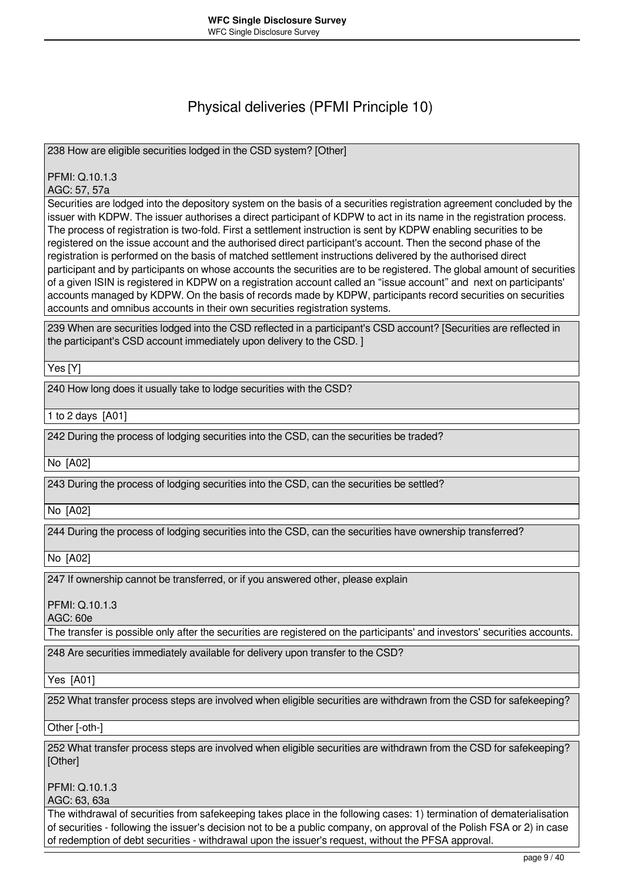# Physical deliveries (PFMI Principle 10)

238 How are eligible securities lodged in the CSD system? [Other]

PFMI: Q.10.1.3
AGC: 57, 57a

Securities are lodged into the depository system on the basis of a securities registration agreement concluded by the issuer with KDPW. The issuer authorises a direct participant of KDPW to act in its name in the registration process. The process of registration is two-fold. First a settlement instruction is sent by KDPW enabling securities to be registered on the issue account and the authorised direct participant's account. Then the second phase of the registration is performed on the basis of matched settlement instructions delivered by the authorised direct participant and by participants on whose accounts the securities are to be registered. The global amount of securities of a given ISIN is registered in KDPW on a registration account called an “issue account” and next on participants' accounts managed by KDPW. On the basis of records made by KDPW, participants record securities on securities accounts and omnibus accounts in their own securities registration systems.

239 When are securities lodged into the CSD reflected in a participant's CSD account? [Securities are reflected in the participant's CSD account immediately upon delivery to the CSD. ]

Yes [Y]

240 How long does it usually take to lodge securities with the CSD?

1 to 2 days [A01]

242 During the process of lodging securities into the CSD, can the securities be traded?

No [A02]

243 During the process of lodging securities into the CSD, can the securities be settled?

No [A02]

244 During the process of lodging securities into the CSD, can the securities have ownership transferred?

No [A02]

247 If ownership cannot be transferred, or if you answered other, please explain

PFMI: Q.10.1.3
AGC: 60e

The transfer is possible only after the securities are registered on the participants' and investors' securities accounts.

248 Are securities immediately available for delivery upon transfer to the CSD?

Yes [A01]

252 What transfer process steps are involved when eligible securities are withdrawn from the CSD for safekeeping?

Other [-oth-]

252 What transfer process steps are involved when eligible securities are withdrawn from the CSD for safekeeping? [Other]

PFMI: Q.10.1.3
AGC: 63, 63a

The withdrawal of securities from safekeeping takes place in the following cases: 1) termination of dematerialisation of securities - following the issuer's decision not to be a public company, on approval of the Polish FSA or 2) in case of redemption of debt securities - withdrawal upon the issuer's request, without the PFSA approval.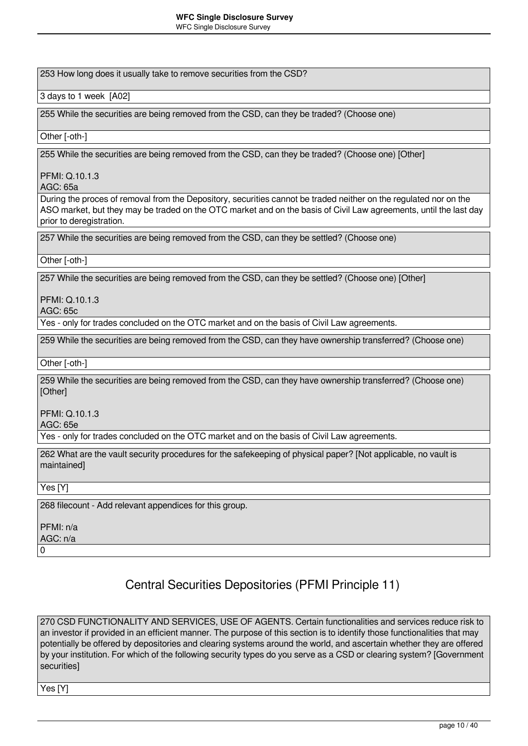253 How long does it usually take to remove securities from the CSD?

3 days to 1 week [A02]

255 While the securities are being removed from the CSD, can they be traded? (Choose one)

Other [-oth-]

255 While the securities are being removed from the CSD, can they be traded? (Choose one) [Other]

PFMI: Q.10.1.3
AGC: 65a

During the proces of removal from the Depository, securities cannot be traded neither on the regulated nor on the ASO market, but they may be traded on the OTC market and on the basis of Civil Law agreements, until the last day prior to deregistration.

257 While the securities are being removed from the CSD, can they be settled? (Choose one)

Other [-oth-]

257 While the securities are being removed from the CSD, can they be settled? (Choose one) [Other]

PFMI: Q.10.1.3
AGC: 65c

Yes - only for trades concluded on the OTC market and on the basis of Civil Law agreements.

259 While the securities are being removed from the CSD, can they have ownership transferred? (Choose one)

Other [-oth-]

259 While the securities are being removed from the CSD, can they have ownership transferred? (Choose one) [Other]

PFMI: Q.10.1.3
AGC: 65e

Yes - only for trades concluded on the OTC market and on the basis of Civil Law agreements.

262 What are the vault security procedures for the safekeeping of physical paper? [Not applicable, no vault is maintained]

Yes [Y]

268 filecount - Add relevant appendices for this group.

PFMI: n/a
AGC: n/a

0

## Central Securities Depositories (PFMI Principle 11)

270 CSD FUNCTIONALITY AND SERVICES, USE OF AGENTS. Certain functionalities and services reduce risk to an investor if provided in an efficient manner. The purpose of this section is to identify those functionalities that may potentially be offered by depositories and clearing systems around the world, and ascertain whether they are offered by your institution. For which of the following security types do you serve as a CSD or clearing system? [Government securities]

Yes [Y]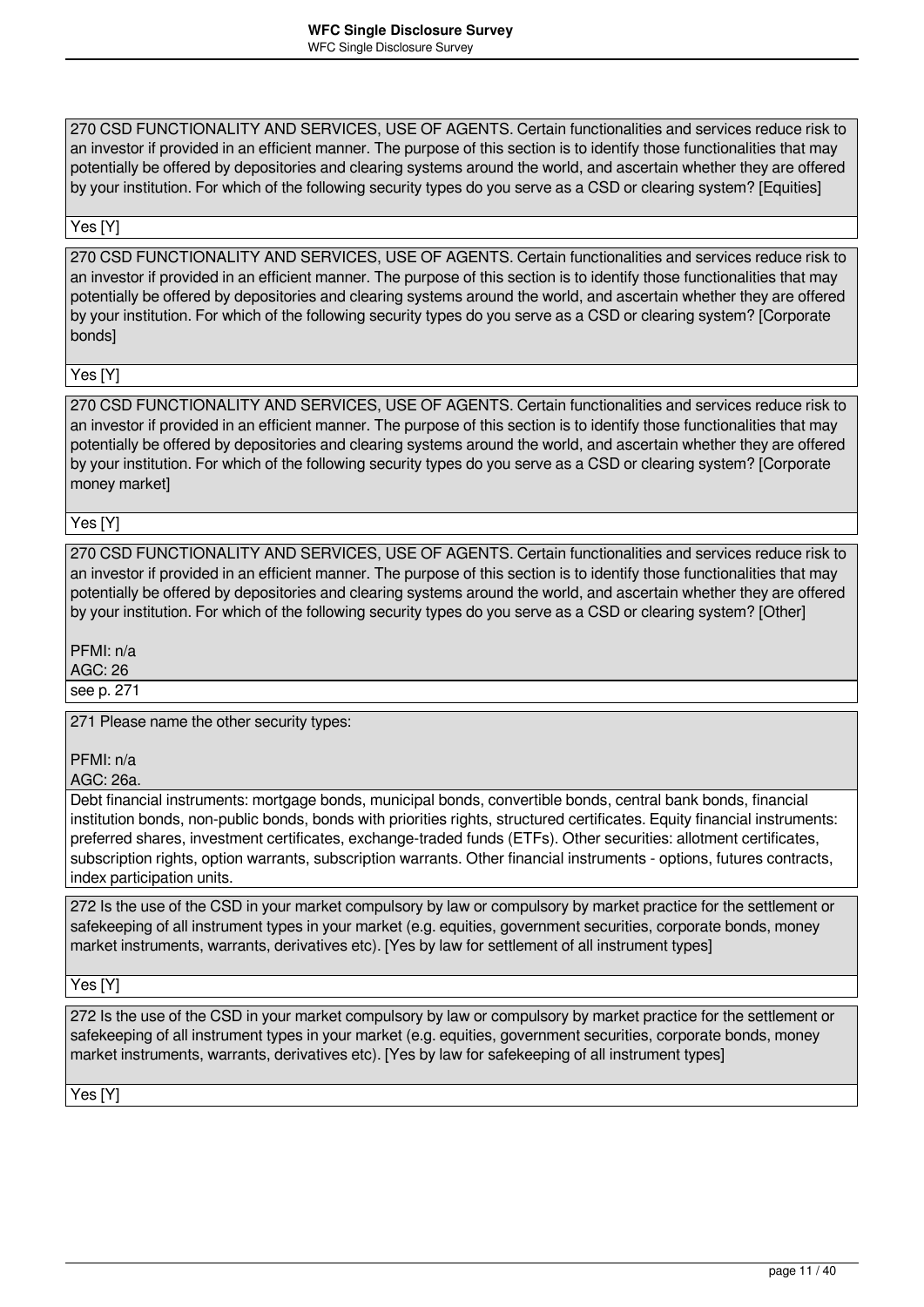270 CSD FUNCTIONALITY AND SERVICES, USE OF AGENTS. Certain functionalities and services reduce risk to an investor if provided in an efficient manner. The purpose of this section is to identify those functionalities that may potentially be offered by depositories and clearing systems around the world, and ascertain whether they are offered by your institution. For which of the following security types do you serve as a CSD or clearing system? [Equities]

Yes [Y]

270 CSD FUNCTIONALITY AND SERVICES, USE OF AGENTS. Certain functionalities and services reduce risk to an investor if provided in an efficient manner. The purpose of this section is to identify those functionalities that may potentially be offered by depositories and clearing systems around the world, and ascertain whether they are offered by your institution. For which of the following security types do you serve as a CSD or clearing system? [Corporate bonds]

Yes [Y]

270 CSD FUNCTIONALITY AND SERVICES, USE OF AGENTS. Certain functionalities and services reduce risk to an investor if provided in an efficient manner. The purpose of this section is to identify those functionalities that may potentially be offered by depositories and clearing systems around the world, and ascertain whether they are offered by your institution. For which of the following security types do you serve as a CSD or clearing system? [Corporate money market]

Yes [Y]

270 CSD FUNCTIONALITY AND SERVICES, USE OF AGENTS. Certain functionalities and services reduce risk to an investor if provided in an efficient manner. The purpose of this section is to identify those functionalities that may potentially be offered by depositories and clearing systems around the world, and ascertain whether they are offered by your institution. For which of the following security types do you serve as a CSD or clearing system? [Other]

PFMI: n/a
AGC: 26

see p. 271

271 Please name the other security types:

PFMI: n/a
AGC: 26a.

Debt financial instruments: mortgage bonds, municipal bonds, convertible bonds, central bank bonds, financial institution bonds, non-public bonds, bonds with priorities rights, structured certificates. Equity financial instruments: preferred shares, investment certificates, exchange-traded funds (ETFs). Other securities: allotment certificates, subscription rights, option warrants, subscription warrants. Other financial instruments - options, futures contracts, index participation units.

272 Is the use of the CSD in your market compulsory by law or compulsory by market practice for the settlement or safekeeping of all instrument types in your market (e.g. equities, government securities, corporate bonds, money market instruments, warrants, derivatives etc). [Yes by law for settlement of all instrument types]

Yes [Y]

272 Is the use of the CSD in your market compulsory by law or compulsory by market practice for the settlement or safekeeping of all instrument types in your market (e.g. equities, government securities, corporate bonds, money market instruments, warrants, derivatives etc). [Yes by law for safekeeping of all instrument types]

Yes [Y]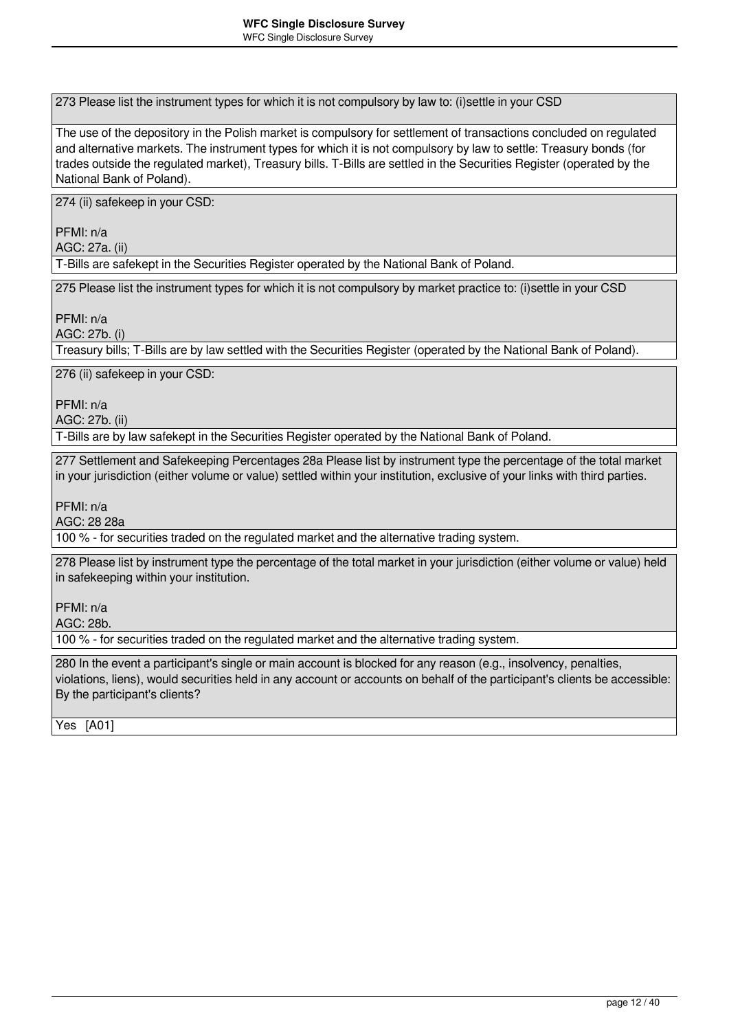273 Please list the instrument types for which it is not compulsory by law to: (i)settle in your CSD

The use of the depository in the Polish market is compulsory for settlement of transactions concluded on regulated and alternative markets. The instrument types for which it is not compulsory by law to settle: Treasury bonds (for trades outside the regulated market), Treasury bills. T-Bills are settled in the Securities Register (operated by the National Bank of Poland).

274 (ii) safekeep in your CSD:

PFMI: n/a
AGC: 27a. (ii)

T-Bills are safekept in the Securities Register operated by the National Bank of Poland.

275 Please list the instrument types for which it is not compulsory by market practice to: (i)settle in your CSD

PFMI: n/a
AGC: 27b. (i)

Treasury bills; T-Bills are by law settled with the Securities Register (operated by the National Bank of Poland).

276 (ii) safekeep in your CSD:

PFMI: n/a
AGC: 27b. (ii)

T-Bills are by law safekept in the Securities Register operated by the National Bank of Poland.

277 Settlement and Safekeeping Percentages 28a Please list by instrument type the percentage of the total market in your jurisdiction (either volume or value) settled within your institution, exclusive of your links with third parties.

PFMI: n/a
AGC: 28 28a

100 % - for securities traded on the regulated market and the alternative trading system.

278 Please list by instrument type the percentage of the total market in your jurisdiction (either volume or value) held in safekeeping within your institution.

PFMI: n/a
AGC: 28b.

100 % - for securities traded on the regulated market and the alternative trading system.

280 In the event a participant's single or main account is blocked for any reason (e.g., insolvency, penalties, violations, liens), would securities held in any account or accounts on behalf of the participant's clients be accessible: By the participant's clients?

Yes [A01]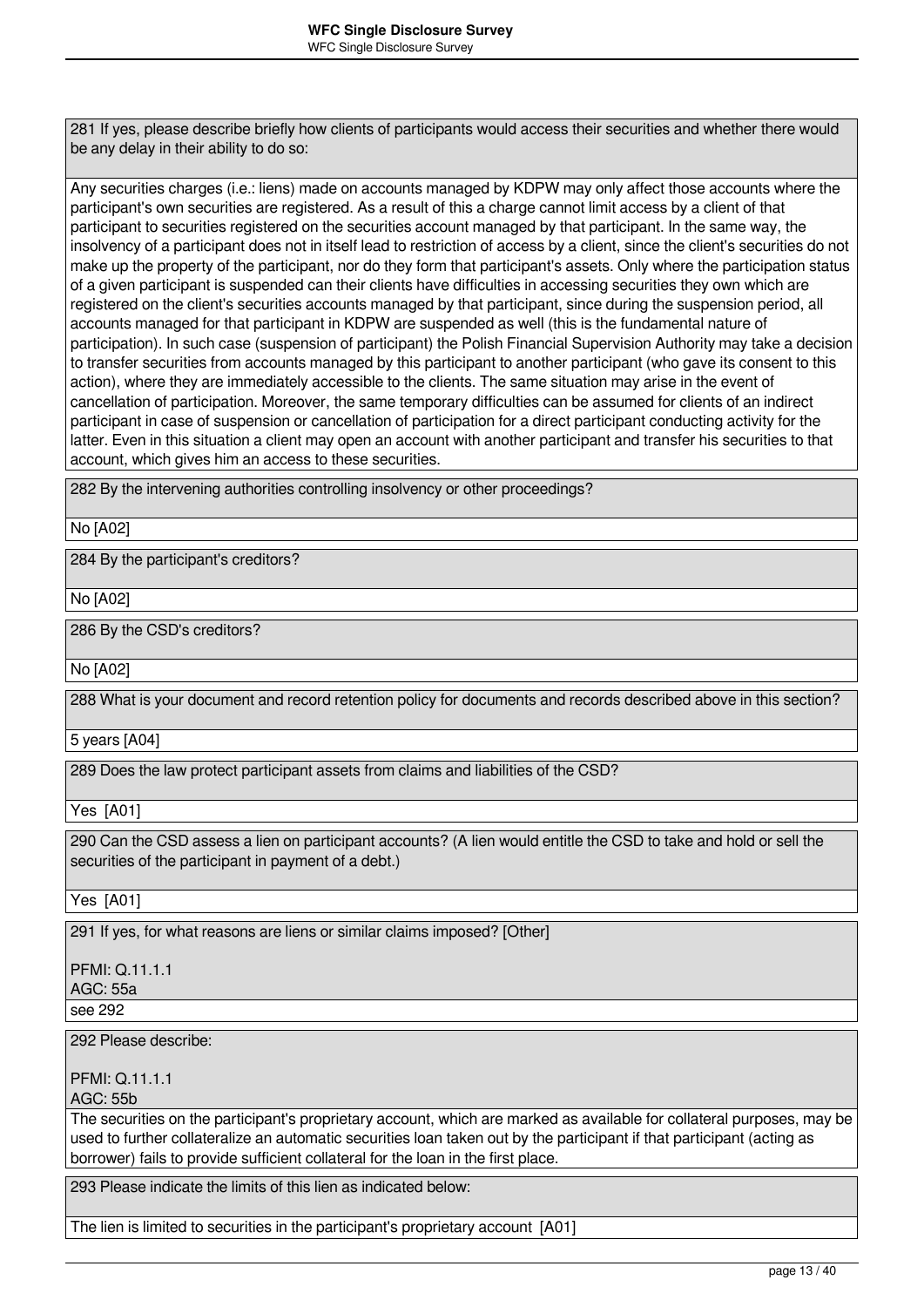281 If yes, please describe briefly how clients of participants would access their securities and whether there would be any delay in their ability to do so:

Any securities charges (i.e.: liens) made on accounts managed by KDPW may only affect those accounts where the participant's own securities are registered. As a result of this a charge cannot limit access by a client of that participant to securities registered on the securities account managed by that participant. In the same way, the insolvency of a participant does not in itself lead to restriction of access by a client, since the client's securities do not make up the property of the participant, nor do they form that participant's assets. Only where the participation status of a given participant is suspended can their clients have difficulties in accessing securities they own which are registered on the client's securities accounts managed by that participant, since during the suspension period, all accounts managed for that participant in KDPW are suspended as well (this is the fundamental nature of participation). In such case (suspension of participant) the Polish Financial Supervision Authority may take a decision to transfer securities from accounts managed by this participant to another participant (who gave its consent to this action), where they are immediately accessible to the clients. The same situation may arise in the event of cancellation of participation. Moreover, the same temporary difficulties can be assumed for clients of an indirect participant in case of suspension or cancellation of participation for a direct participant conducting activity for the latter. Even in this situation a client may open an account with another participant and transfer his securities to that account, which gives him an access to these securities.

282 By the intervening authorities controlling insolvency or other proceedings?

No [A02]

284 By the participant's creditors?

No [A02]

286 By the CSD's creditors?

No [A02]

288 What is your document and record retention policy for documents and records described above in this section?

5 years [A04]

289 Does the law protect participant assets from claims and liabilities of the CSD?

Yes [A01]

290 Can the CSD assess a lien on participant accounts? (A lien would entitle the CSD to take and hold or sell the securities of the participant in payment of a debt.)

Yes [A01]

291 If yes, for what reasons are liens or similar claims imposed? [Other]

PFMI: Q.11.1.1
AGC: 55a

see 292

292 Please describe:

PFMI: Q.11.1.1
AGC: 55b

The securities on the participant's proprietary account, which are marked as available for collateral purposes, may be used to further collateralize an automatic securities loan taken out by the participant if that participant (acting as borrower) fails to provide sufficient collateral for the loan in the first place.

293 Please indicate the limits of this lien as indicated below:

The lien is limited to securities in the participant's proprietary account [A01]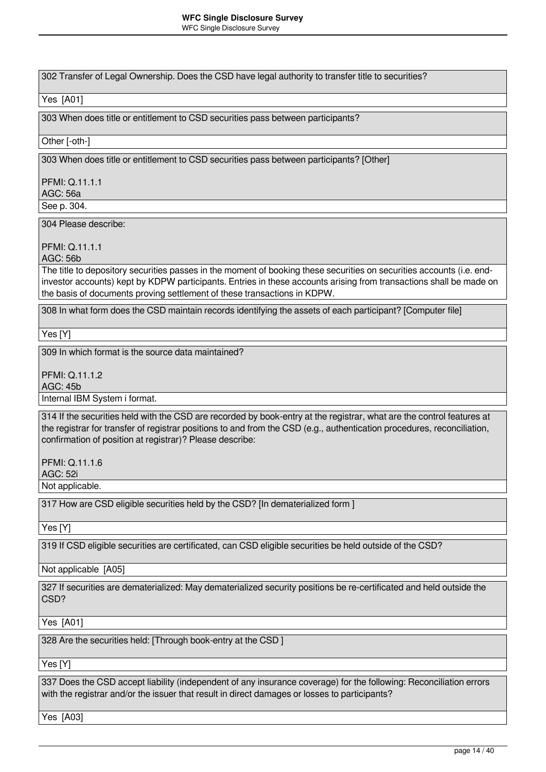302 Transfer of Legal Ownership. Does the CSD have legal authority to transfer title to securities?

Yes [A01]

303 When does title or entitlement to CSD securities pass between participants?

Other [-oth-]

303 When does title or entitlement to CSD securities pass between participants? [Other]

PFMI: Q.11.1.1
AGC: 56a

See p. 304.

304 Please describe:

PFMI: Q.11.1.1
AGC: 56b

The title to depository securities passes in the moment of booking these securities on securities accounts (i.e. end-investor accounts) kept by KDPW participants. Entries in these accounts arising from transactions shall be made on the basis of documents proving settlement of these transactions in KDPW.

308 In what form does the CSD maintain records identifying the assets of each participant? [Computer file]

Yes [Y]

309 In which format is the source data maintained?

PFMI: Q.11.1.2
AGC: 45b

Internal IBM System i format.

314 If the securities held with the CSD are recorded by book-entry at the registrar, what are the control features at the registrar for transfer of registrar positions to and from the CSD (e.g., authentication procedures, reconciliation, confirmation of position at registrar)? Please describe:

PFMI: Q.11.1.6
AGC: 52i

Not applicable.

317 How are CSD eligible securities held by the CSD? [In dematerialized form ]

Yes [Y]

319 If CSD eligible securities are certificated, can CSD eligible securities be held outside of the CSD?

Not applicable [A05]

327 If securities are dematerialized: May dematerialized security positions be re-certificated and held outside the CSD?

Yes [A01]

328 Are the securities held: [Through book-entry at the CSD ]

Yes [Y]

337 Does the CSD accept liability (independent of any insurance coverage) for the following: Reconciliation errors with the registrar and/or the issuer that result in direct damages or losses to participants?

Yes [A03]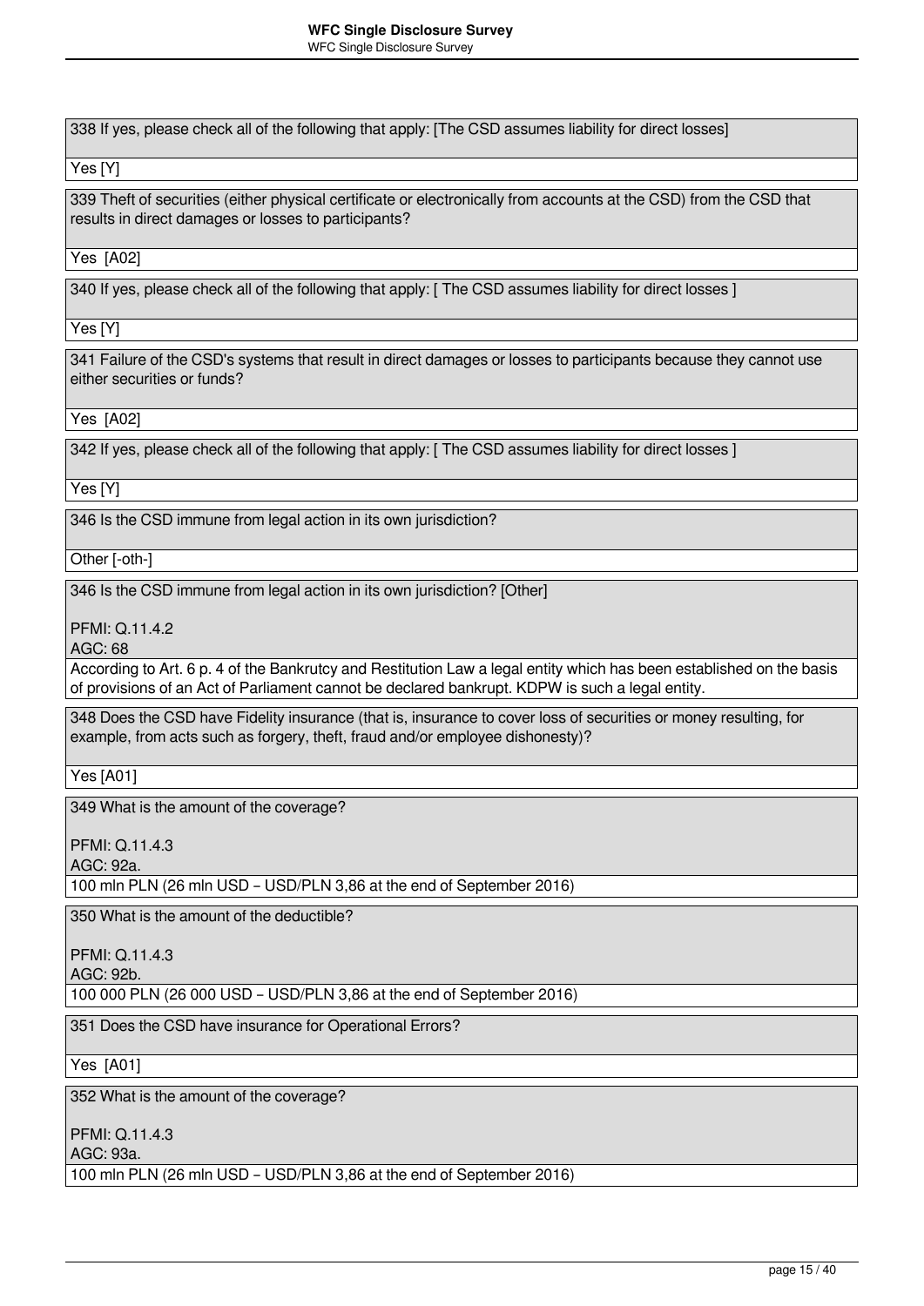338 If yes, please check all of the following that apply: [The CSD assumes liability for direct losses]

Yes [Y]

339 Theft of securities (either physical certificate or electronically from accounts at the CSD) from the CSD that results in direct damages or losses to participants?

Yes [A02]

340 If yes, please check all of the following that apply: [ The CSD assumes liability for direct losses ]

Yes [Y]

341 Failure of the CSD's systems that result in direct damages or losses to participants because they cannot use either securities or funds?

Yes [A02]

342 If yes, please check all of the following that apply: [ The CSD assumes liability for direct losses ]

Yes [Y]

346 Is the CSD immune from legal action in its own jurisdiction?

Other [-oth-]

346 Is the CSD immune from legal action in its own jurisdiction? [Other]

PFMI: Q.11.4.2
AGC: 68

According to Art. 6 p. 4 of the Bankrutcy and Restitution Law a legal entity which has been established on the basis of provisions of an Act of Parliament cannot be declared bankrupt. KDPW is such a legal entity.

348 Does the CSD have Fidelity insurance (that is, insurance to cover loss of securities or money resulting, for example, from acts such as forgery, theft, fraud and/or employee dishonesty)?

Yes [A01]

349 What is the amount of the coverage?

PFMI: Q.11.4.3
AGC: 92a.

100 mln PLN (26 mln USD – USD/PLN 3,86 at the end of September 2016)

350 What is the amount of the deductible?

PFMI: Q.11.4.3
AGC: 92b.

100 000 PLN (26 000 USD – USD/PLN 3,86 at the end of September 2016)

351 Does the CSD have insurance for Operational Errors?

Yes [A01]

352 What is the amount of the coverage?

PFMI: Q.11.4.3
AGC: 93a.

100 mln PLN (26 mln USD – USD/PLN 3,86 at the end of September 2016)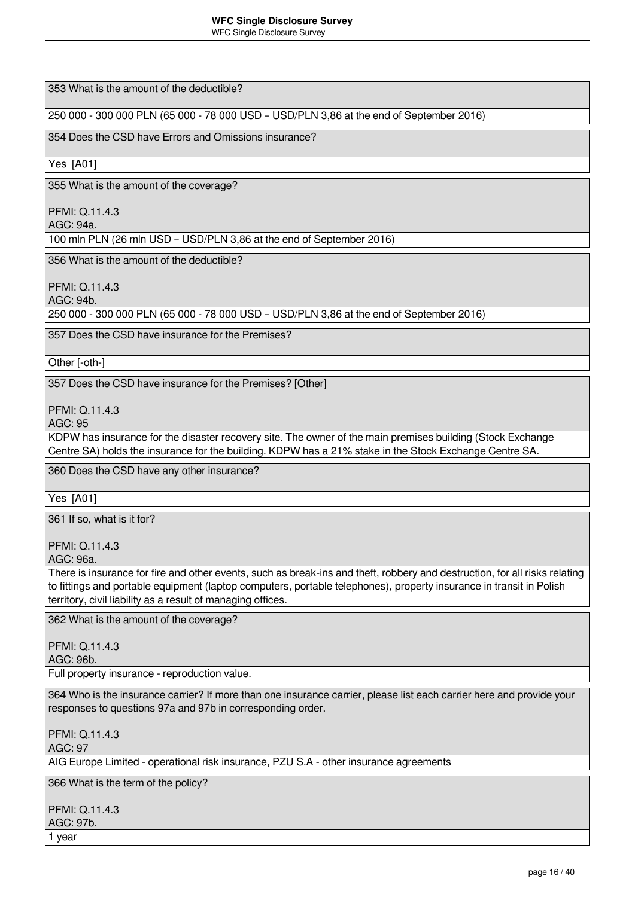353 What is the amount of the deductible?

250 000 - 300 000 PLN (65 000 - 78 000 USD – USD/PLN 3,86 at the end of September 2016)

354 Does the CSD have Errors and Omissions insurance?

Yes [A01]

355 What is the amount of the coverage?

PFMI: Q.11.4.3
AGC: 94a.

100 mln PLN (26 mln USD – USD/PLN 3,86 at the end of September 2016)

356 What is the amount of the deductible?

PFMI: Q.11.4.3
AGC: 94b.

250 000 - 300 000 PLN (65 000 - 78 000 USD – USD/PLN 3,86 at the end of September 2016)

357 Does the CSD have insurance for the Premises?

Other [-oth-]

357 Does the CSD have insurance for the Premises? [Other]

PFMI: Q.11.4.3
AGC: 95

KDPW has insurance for the disaster recovery site. The owner of the main premises building (Stock Exchange Centre SA) holds the insurance for the building. KDPW has a 21% stake in the Stock Exchange Centre SA.

360 Does the CSD have any other insurance?

Yes [A01]

361 If so, what is it for?

PFMI: Q.11.4.3
AGC: 96a.

There is insurance for fire and other events, such as break-ins and theft, robbery and destruction, for all risks relating to fittings and portable equipment (laptop computers, portable telephones), property insurance in transit in Polish territory, civil liability as a result of managing offices.

362 What is the amount of the coverage?

PFMI: Q.11.4.3
AGC: 96b.

Full property insurance - reproduction value.

364 Who is the insurance carrier? If more than one insurance carrier, please list each carrier here and provide your responses to questions 97a and 97b in corresponding order.

PFMI: Q.11.4.3
AGC: 97

AIG Europe Limited - operational risk insurance, PZU S.A - other insurance agreements

366 What is the term of the policy?

PFMI: Q.11.4.3
AGC: 97b.

1 year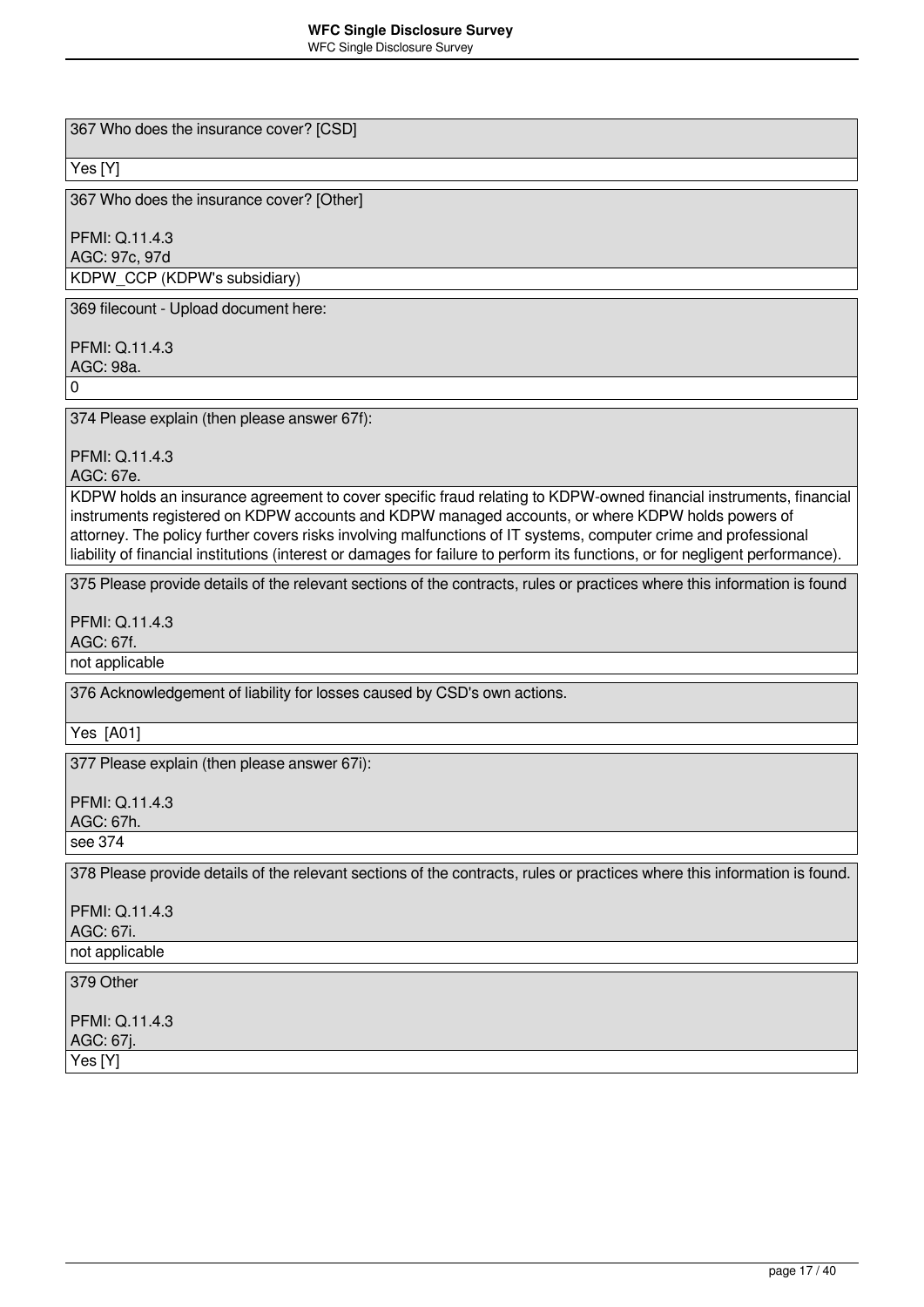367 Who does the insurance cover? [CSD]

Yes [Y]

367 Who does the insurance cover? [Other]

PFMI: Q.11.4.3
AGC: 97c, 97d

KDPW_CCP (KDPW's subsidiary)

369 filecount - Upload document here:

PFMI: Q.11.4.3
AGC: 98a.

0

374 Please explain (then please answer 67f):

PFMI: Q.11.4.3
AGC: 67e.

KDPW holds an insurance agreement to cover specific fraud relating to KDPW-owned financial instruments, financial instruments registered on KDPW accounts and KDPW managed accounts, or where KDPW holds powers of attorney. The policy further covers risks involving malfunctions of IT systems, computer crime and professional liability of financial institutions (interest or damages for failure to perform its functions, or for negligent performance).

375 Please provide details of the relevant sections of the contracts, rules or practices where this information is found

PFMI: Q.11.4.3
AGC: 67f.

not applicable

376 Acknowledgement of liability for losses caused by CSD's own actions.

Yes [A01]

377 Please explain (then please answer 67i):

PFMI: Q.11.4.3
AGC: 67h.

see 374

378 Please provide details of the relevant sections of the contracts, rules or practices where this information is found.

PFMI: Q.11.4.3
AGC: 67i.

not applicable

379 Other

PFMI: Q.11.4.3
AGC: 67j.

Yes [Y]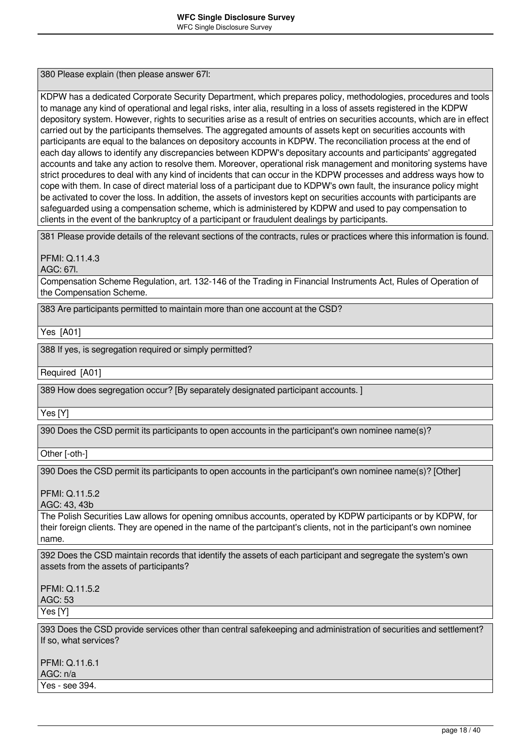380 Please explain (then please answer 67l:

KDPW has a dedicated Corporate Security Department, which prepares policy, methodologies, procedures and tools to manage any kind of operational and legal risks, inter alia, resulting in a loss of assets registered in the KDPW depository system. However, rights to securities arise as a result of entries on securities accounts, which are in effect carried out by the participants themselves. The aggregated amounts of assets kept on securities accounts with participants are equal to the balances on depository accounts in KDPW. The reconciliation process at the end of each day allows to identify any discrepancies between KDPW's depositary accounts and participants' aggregated accounts and take any action to resolve them. Moreover, operational risk management and monitoring systems have strict procedures to deal with any kind of incidents that can occur in the KDPW processes and address ways how to cope with them. In case of direct material loss of a participant due to KDPW's own fault, the insurance policy might be activated to cover the loss. In addition, the assets of investors kept on securities accounts with participants are safeguarded using a compensation scheme, which is administered by KDPW and used to pay compensation to clients in the event of the bankruptcy of a participant or fraudulent dealings by participants.

381 Please provide details of the relevant sections of the contracts, rules or practices where this information is found.

PFMI: Q.11.4.3
AGC: 67l.

Compensation Scheme Regulation, art. 132-146 of the Trading in Financial Instruments Act, Rules of Operation of the Compensation Scheme.

383 Are participants permitted to maintain more than one account at the CSD?

Yes [A01]

388 If yes, is segregation required or simply permitted?

Required [A01]

389 How does segregation occur? [By separately designated participant accounts. ]

Yes [Y]

390 Does the CSD permit its participants to open accounts in the participant's own nominee name(s)?

Other [-oth-]

390 Does the CSD permit its participants to open accounts in the participant's own nominee name(s)? [Other]

PFMI: Q.11.5.2
AGC: 43, 43b

The Polish Securities Law allows for opening omnibus accounts, operated by KDPW participants or by KDPW, for their foreign clients. They are opened in the name of the partcipant's clients, not in the participant's own nominee name.

392 Does the CSD maintain records that identify the assets of each participant and segregate the system's own assets from the assets of participants?

PFMI: Q.11.5.2
AGC: 53

Yes [Y]

393 Does the CSD provide services other than central safekeeping and administration of securities and settlement? If so, what services?

PFMI: Q.11.6.1
AGC: n/a

Yes - see 394.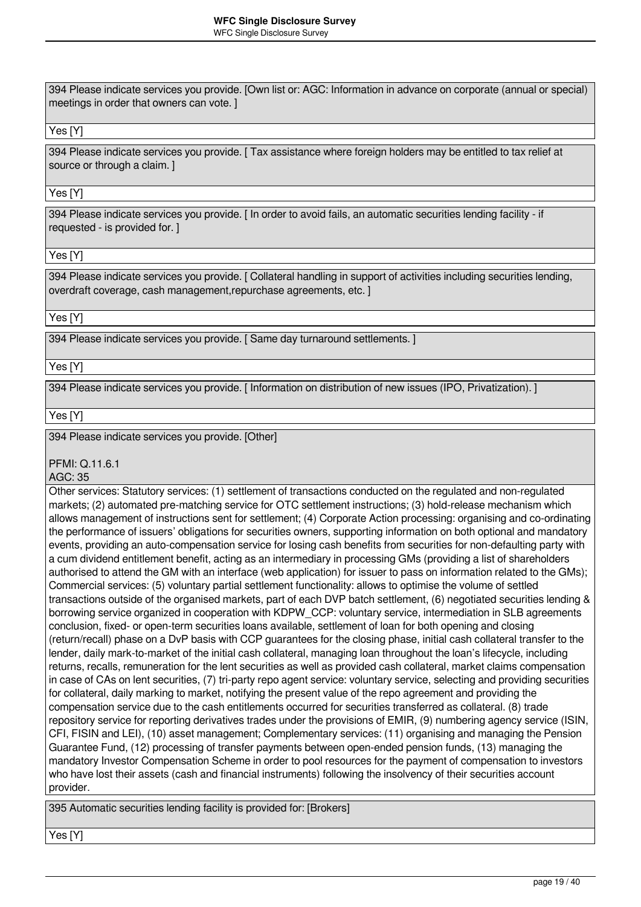394 Please indicate services you provide. [Own list or: AGC: Information in advance on corporate (annual or special) meetings in order that owners can vote. ]

Yes [Y]

394 Please indicate services you provide. [ Tax assistance where foreign holders may be entitled to tax relief at source or through a claim. ]

Yes [Y]

394 Please indicate services you provide. [ In order to avoid fails, an automatic securities lending facility - if requested - is provided for. ]

Yes [Y]

394 Please indicate services you provide. [ Collateral handling in support of activities including securities lending, overdraft coverage, cash management,repurchase agreements, etc. ]

Yes [Y]

394 Please indicate services you provide. [ Same day turnaround settlements. ]

Yes [Y]

394 Please indicate services you provide. [ Information on distribution of new issues (IPO, Privatization). ]

Yes [Y]

394 Please indicate services you provide. [Other]

PFMI: Q.11.6.1
AGC: 35

Other services: Statutory services: (1) settlement of transactions conducted on the regulated and non-regulated markets; (2) automated pre-matching service for OTC settlement instructions; (3) hold-release mechanism which allows management of instructions sent for settlement; (4) Corporate Action processing: organising and co-ordinating the performance of issuers' obligations for securities owners, supporting information on both optional and mandatory events, providing an auto-compensation service for losing cash benefits from securities for non-defaulting party with a cum dividend entitlement benefit, acting as an intermediary in processing GMs (providing a list of shareholders authorised to attend the GM with an interface (web application) for issuer to pass on information related to the GMs); Commercial services: (5) voluntary partial settlement functionality: allows to optimise the volume of settled transactions outside of the organised markets, part of each DVP batch settlement, (6) negotiated securities lending & borrowing service organized in cooperation with KDPW_CCP: voluntary service, intermediation in SLB agreements conclusion, fixed- or open-term securities loans available, settlement of loan for both opening and closing (return/recall) phase on a DvP basis with CCP guarantees for the closing phase, initial cash collateral transfer to the lender, daily mark-to-market of the initial cash collateral, managing loan throughout the loan's lifecycle, including returns, recalls, remuneration for the lent securities as well as provided cash collateral, market claims compensation in case of CAs on lent securities, (7) tri-party repo agent service: voluntary service, selecting and providing securities for collateral, daily marking to market, notifying the present value of the repo agreement and providing the compensation service due to the cash entitlements occurred for securities transferred as collateral. (8) trade repository service for reporting derivatives trades under the provisions of EMIR, (9) numbering agency service (ISIN, CFI, FISIN and LEI), (10) asset management; Complementary services: (11) organising and managing the Pension Guarantee Fund, (12) processing of transfer payments between open-ended pension funds, (13) managing the mandatory Investor Compensation Scheme in order to pool resources for the payment of compensation to investors who have lost their assets (cash and financial instruments) following the insolvency of their securities account provider.

395 Automatic securities lending facility is provided for: [Brokers]

Yes [Y]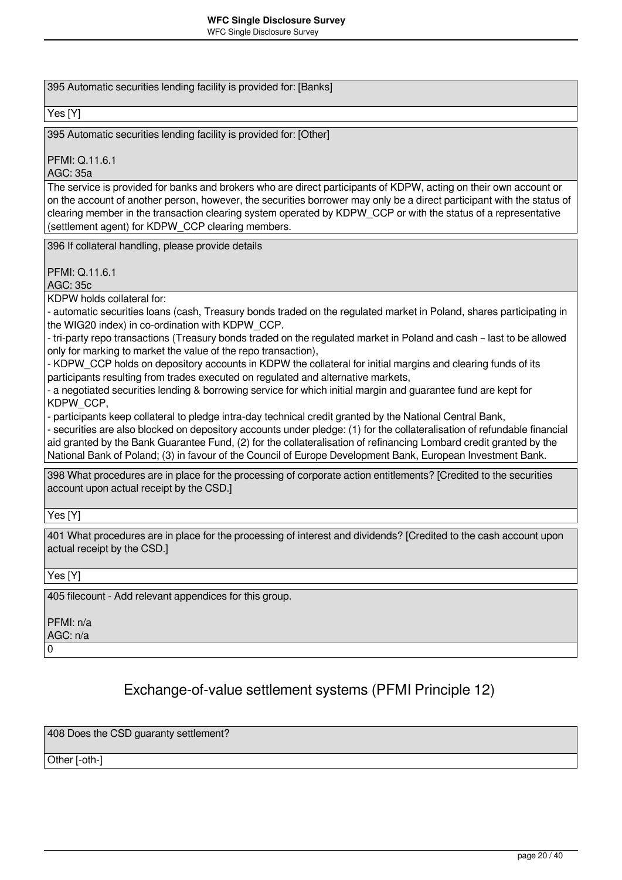395 Automatic securities lending facility is provided for: [Banks]

Yes [Y]

395 Automatic securities lending facility is provided for: [Other]

PFMI: Q.11.6.1
AGC: 35a

The service is provided for banks and brokers who are direct participants of KDPW, acting on their own account or on the account of another person, however, the securities borrower may only be a direct participant with the status of clearing member in the transaction clearing system operated by KDPW_CCP or with the status of a representative (settlement agent) for KDPW_CCP clearing members.

396 If collateral handling, please provide details

PFMI: Q.11.6.1
AGC: 35c

KDPW holds collateral for:
- automatic securities loans (cash, Treasury bonds traded on the regulated market in Poland, shares participating in the WIG20 index) in co-ordination with KDPW_CCP.
- tri-party repo transactions (Treasury bonds traded on the regulated market in Poland and cash – last to be allowed only for marking to market the value of the repo transaction),
- KDPW_CCP holds on depository accounts in KDPW the collateral for initial margins and clearing funds of its participants resulting from trades executed on regulated and alternative markets,
- a negotiated securities lending & borrowing service for which initial margin and guarantee fund are kept for KDPW_CCP,
- participants keep collateral to pledge intra-day technical credit granted by the National Central Bank,
- securities are also blocked on depository accounts under pledge: (1) for the collateralisation of refundable financial aid granted by the Bank Guarantee Fund, (2) for the collateralisation of refinancing Lombard credit granted by the National Bank of Poland; (3) in favour of the Council of Europe Development Bank, European Investment Bank.

398 What procedures are in place for the processing of corporate action entitlements? [Credited to the securities account upon actual receipt by the CSD.]

Yes [Y]

401 What procedures are in place for the processing of interest and dividends? [Credited to the cash account upon actual receipt by the CSD.]

Yes [Y]

405 filecount - Add relevant appendices for this group.

PFMI: n/a
AGC: n/a

0

## Exchange-of-value settlement systems (PFMI Principle 12)

408 Does the CSD guaranty settlement?

Other [-oth-]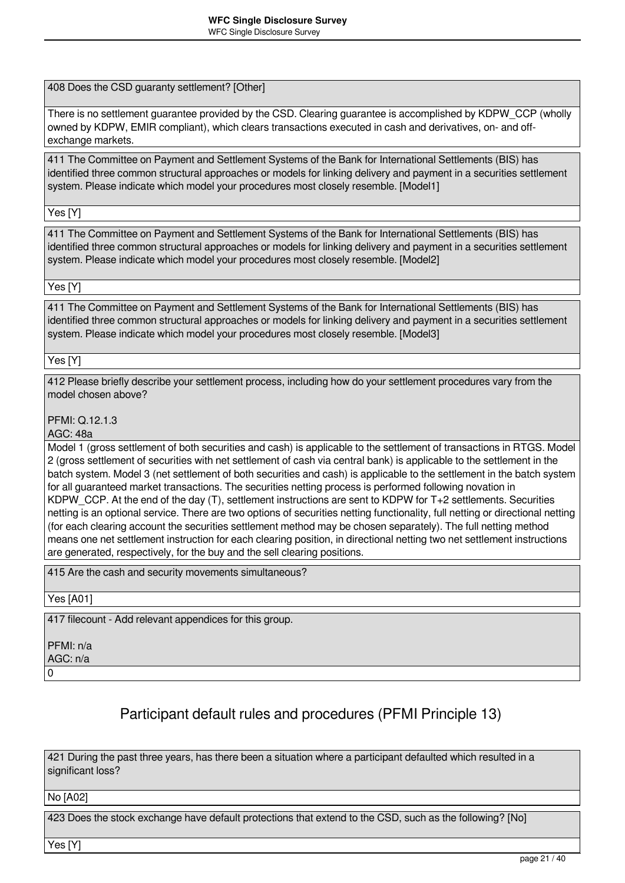408 Does the CSD guaranty settlement? [Other]

There is no settlement guarantee provided by the CSD. Clearing guarantee is accomplished by KDPW_CCP (wholly owned by KDPW, EMIR compliant), which clears transactions executed in cash and derivatives, on- and off-exchange markets.

411 The Committee on Payment and Settlement Systems of the Bank for International Settlements (BIS) has identified three common structural approaches or models for linking delivery and payment in a securities settlement system. Please indicate which model your procedures most closely resemble. [Model1]

Yes [Y]

411 The Committee on Payment and Settlement Systems of the Bank for International Settlements (BIS) has identified three common structural approaches or models for linking delivery and payment in a securities settlement system. Please indicate which model your procedures most closely resemble. [Model2]

Yes [Y]

411 The Committee on Payment and Settlement Systems of the Bank for International Settlements (BIS) has identified three common structural approaches or models for linking delivery and payment in a securities settlement system. Please indicate which model your procedures most closely resemble. [Model3]

Yes [Y]

412 Please briefly describe your settlement process, including how do your settlement procedures vary from the model chosen above?

PFMI: Q.12.1.3
AGC: 48a

Model 1 (gross settlement of both securities and cash) is applicable to the settlement of transactions in RTGS. Model 2 (gross settlement of securities with net settlement of cash via central bank) is applicable to the settlement in the batch system. Model 3 (net settlement of both securities and cash) is applicable to the settlement in the batch system for all guaranteed market transactions. The securities netting process is performed following novation in KDPW_CCP. At the end of the day (T), settlement instructions are sent to KDPW for T+2 settlements. Securities netting is an optional service. There are two options of securities netting functionality, full netting or directional netting (for each clearing account the securities settlement method may be chosen separately). The full netting method means one net settlement instruction for each clearing position, in directional netting two net settlement instructions are generated, respectively, for the buy and the sell clearing positions.

415 Are the cash and security movements simultaneous?

Yes [A01]

417 filecount - Add relevant appendices for this group.

PFMI: n/a
AGC: n/a

0

## Participant default rules and procedures (PFMI Principle 13)

421 During the past three years, has there been a situation where a participant defaulted which resulted in a significant loss?

No [A02]

423 Does the stock exchange have default protections that extend to the CSD, such as the following? [No]

Yes [Y]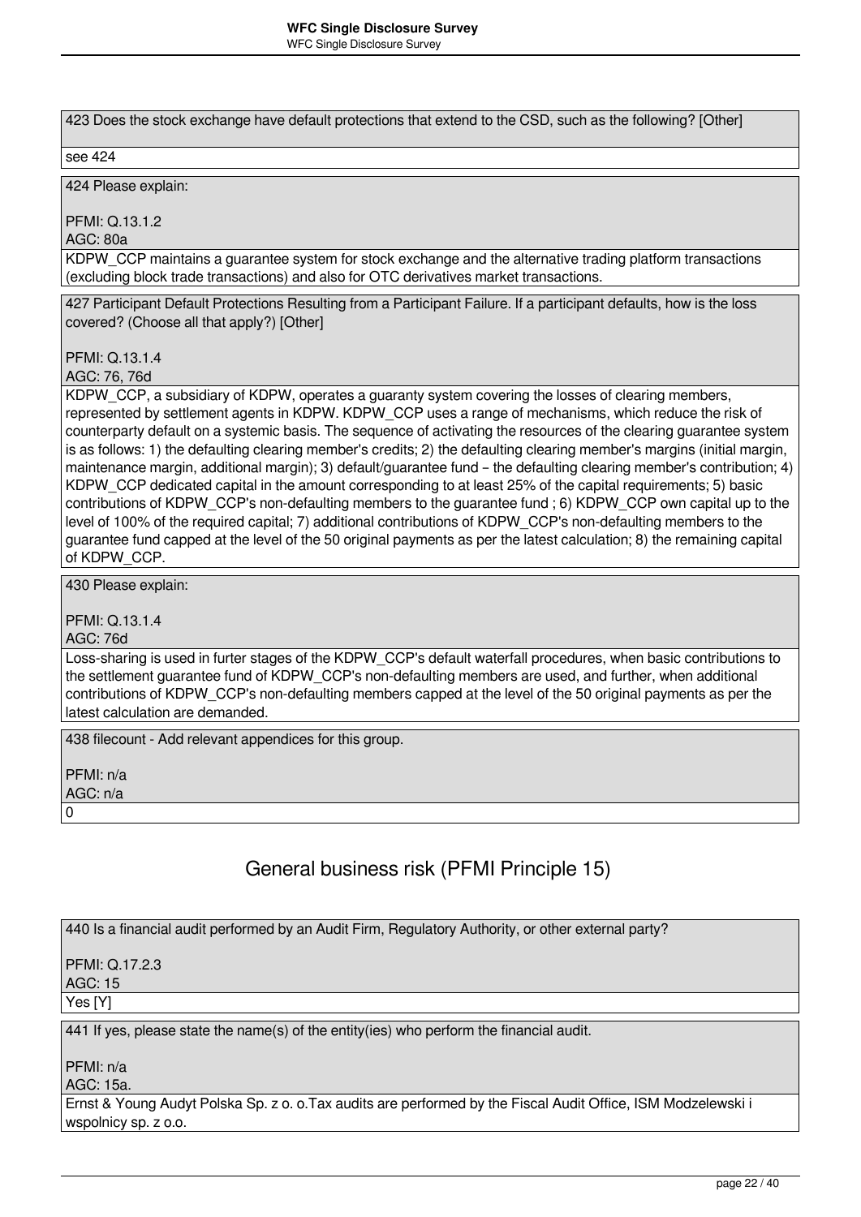423 Does the stock exchange have default protections that extend to the CSD, such as the following? [Other]

see 424

424 Please explain:

PFMI: Q.13.1.2
AGC: 80a

KDPW_CCP maintains a guarantee system for stock exchange and the alternative trading platform transactions (excluding block trade transactions) and also for OTC derivatives market transactions.

427 Participant Default Protections Resulting from a Participant Failure. If a participant defaults, how is the loss covered? (Choose all that apply?) [Other]

PFMI: Q.13.1.4
AGC: 76, 76d

KDPW_CCP, a subsidiary of KDPW, operates a guaranty system covering the losses of clearing members, represented by settlement agents in KDPW. KDPW_CCP uses a range of mechanisms, which reduce the risk of counterparty default on a systemic basis. The sequence of activating the resources of the clearing guarantee system is as follows: 1) the defaulting clearing member's credits; 2) the defaulting clearing member's margins (initial margin, maintenance margin, additional margin); 3) default/guarantee fund – the defaulting clearing member's contribution; 4) KDPW_CCP dedicated capital in the amount corresponding to at least 25% of the capital requirements; 5) basic contributions of KDPW_CCP's non-defaulting members to the guarantee fund ; 6) KDPW_CCP own capital up to the level of 100% of the required capital; 7) additional contributions of KDPW_CCP's non-defaulting members to the guarantee fund capped at the level of the 50 original payments as per the latest calculation; 8) the remaining capital of KDPW_CCP.

430 Please explain:

PFMI: Q.13.1.4
AGC: 76d

Loss-sharing is used in furter stages of the KDPW_CCP's default waterfall procedures, when basic contributions to the settlement guarantee fund of KDPW_CCP's non-defaulting members are used, and further, when additional contributions of KDPW_CCP's non-defaulting members capped at the level of the 50 original payments as per the latest calculation are demanded.

438 filecount - Add relevant appendices for this group.

PFMI: n/a
AGC: n/a

0

## General business risk (PFMI Principle 15)

440 Is a financial audit performed by an Audit Firm, Regulatory Authority, or other external party?

PFMI: Q.17.2.3
AGC: 15

Yes [Y]

441 If yes, please state the name(s) of the entity(ies) who perform the financial audit.

PFMI: n/a
AGC: 15a.

Ernst & Young Audyt Polska Sp. z o. o.Tax audits are performed by the Fiscal Audit Office, ISM Modzelewski i wspolnicy sp. z o.o.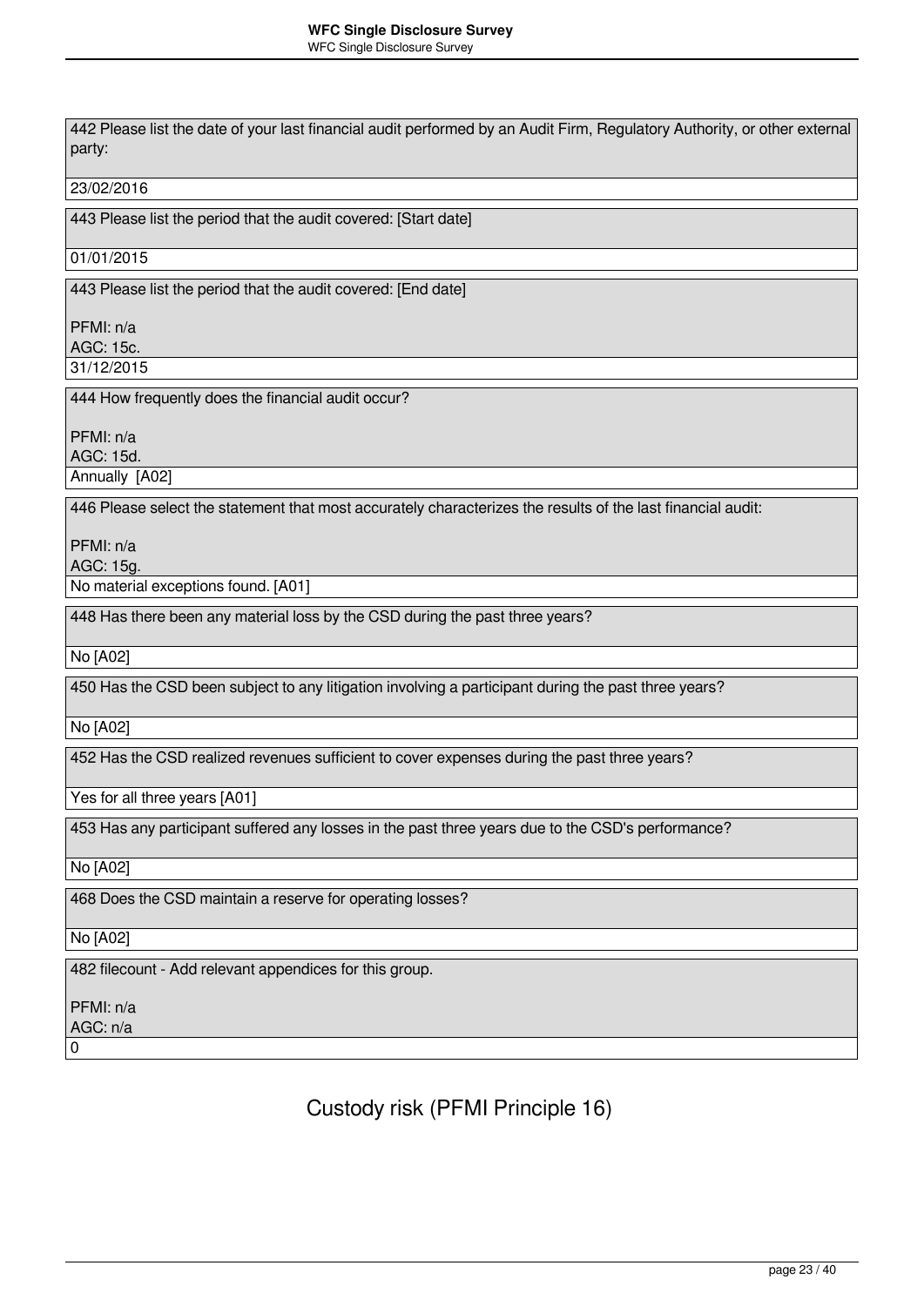442 Please list the date of your last financial audit performed by an Audit Firm, Regulatory Authority, or other external party:

23/02/2016

443 Please list the period that the audit covered: [Start date]

01/01/2015

443 Please list the period that the audit covered: [End date]

PFMI: n/a
AGC: 15c.

31/12/2015

444 How frequently does the financial audit occur?

PFMI: n/a
AGC: 15d.

Annually [A02]

446 Please select the statement that most accurately characterizes the results of the last financial audit:

PFMI: n/a
AGC: 15g.

No material exceptions found. [A01]

448 Has there been any material loss by the CSD during the past three years?

No [A02]

450 Has the CSD been subject to any litigation involving a participant during the past three years?

No [A02]

452 Has the CSD realized revenues sufficient to cover expenses during the past three years?

Yes for all three years [A01]

453 Has any participant suffered any losses in the past three years due to the CSD's performance?

No [A02]

468 Does the CSD maintain a reserve for operating losses?

No [A02]

482 filecount - Add relevant appendices for this group.

PFMI: n/a
AGC: n/a

0

# Custody risk (PFMI Principle 16)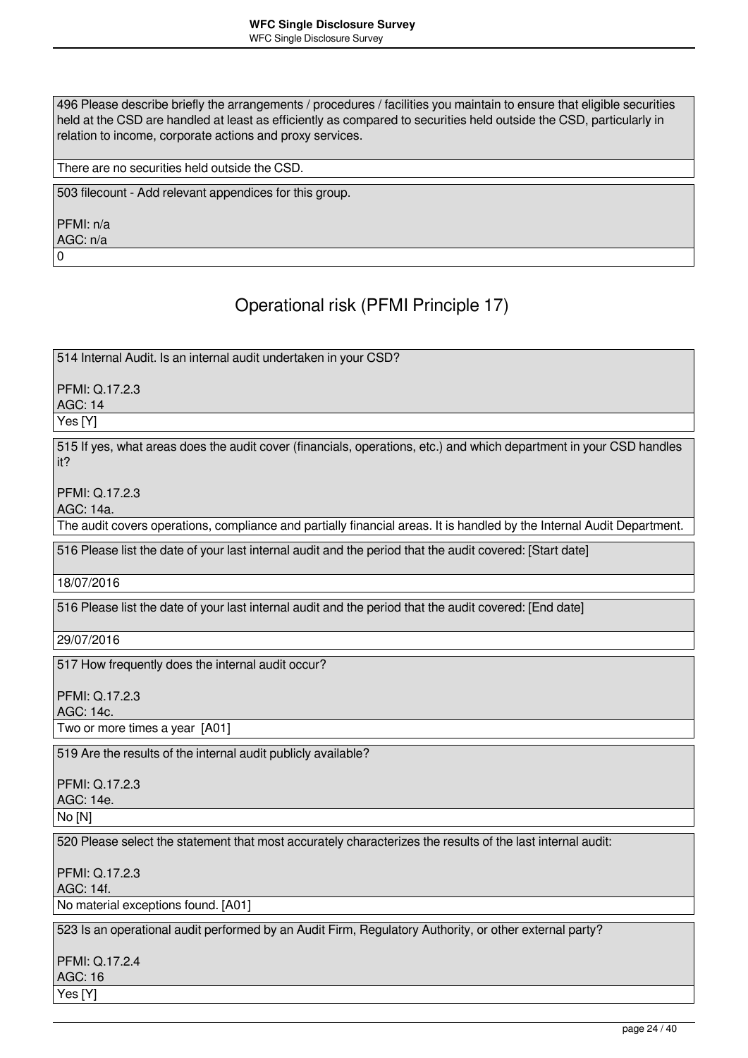496 Please describe briefly the arrangements / procedures / facilities you maintain to ensure that eligible securities held at the CSD are handled at least as efficiently as compared to securities held outside the CSD, particularly in relation to income, corporate actions and proxy services.

There are no securities held outside the CSD.

503 filecount - Add relevant appendices for this group.

PFMI: n/a
AGC: n/a

0

## Operational risk (PFMI Principle 17)

514 Internal Audit. Is an internal audit undertaken in your CSD?

PFMI: Q.17.2.3
AGC: 14

Yes [Y]

515 If yes, what areas does the audit cover (financials, operations, etc.) and which department in your CSD handles it?

PFMI: Q.17.2.3
AGC: 14a.

The audit covers operations, compliance and partially financial areas. It is handled by the Internal Audit Department.

516 Please list the date of your last internal audit and the period that the audit covered: [Start date]

18/07/2016

516 Please list the date of your last internal audit and the period that the audit covered: [End date]

29/07/2016

517 How frequently does the internal audit occur?

PFMI: Q.17.2.3
AGC: 14c.

Two or more times a year [A01]

519 Are the results of the internal audit publicly available?

PFMI: Q.17.2.3
AGC: 14e.

No [N]

520 Please select the statement that most accurately characterizes the results of the last internal audit:

PFMI: Q.17.2.3
AGC: 14f.

No material exceptions found. [A01]

523 Is an operational audit performed by an Audit Firm, Regulatory Authority, or other external party?

PFMI: Q.17.2.4
AGC: 16

Yes [Y]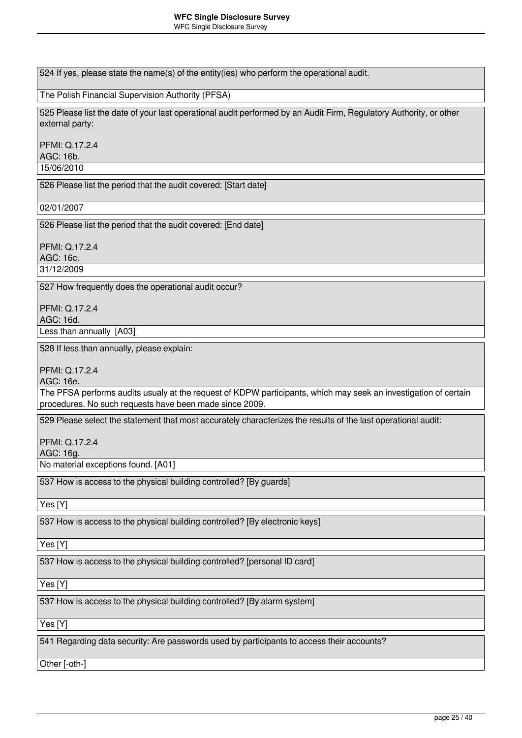524 If yes, please state the name(s) of the entity(ies) who perform the operational audit.

The Polish Financial Supervision Authority (PFSA)

525 Please list the date of your last operational audit performed by an Audit Firm, Regulatory Authority, or other external party:

PFMI: Q.17.2.4
AGC: 16b.

15/06/2010

526 Please list the period that the audit covered: [Start date]

02/01/2007

526 Please list the period that the audit covered: [End date]

PFMI: Q.17.2.4
AGC: 16c.

31/12/2009

527 How frequently does the operational audit occur?

PFMI: Q.17.2.4
AGC: 16d.

Less than annually [A03]

528 If less than annually, please explain:

PFMI: Q.17.2.4
AGC: 16e.

The PFSA performs audits usualy at the request of KDPW participants, which may seek an investigation of certain procedures. No such requests have been made since 2009.

529 Please select the statement that most accurately characterizes the results of the last operational audit:

PFMI: Q.17.2.4
AGC: 16g.

No material exceptions found. [A01]

537 How is access to the physical building controlled? [By guards]

Yes [Y]

537 How is access to the physical building controlled? [By electronic keys]

Yes [Y]

537 How is access to the physical building controlled? [personal ID card]

Yes [Y]

537 How is access to the physical building controlled? [By alarm system]

Yes [Y]

541 Regarding data security: Are passwords used by participants to access their accounts?

Other [-oth-]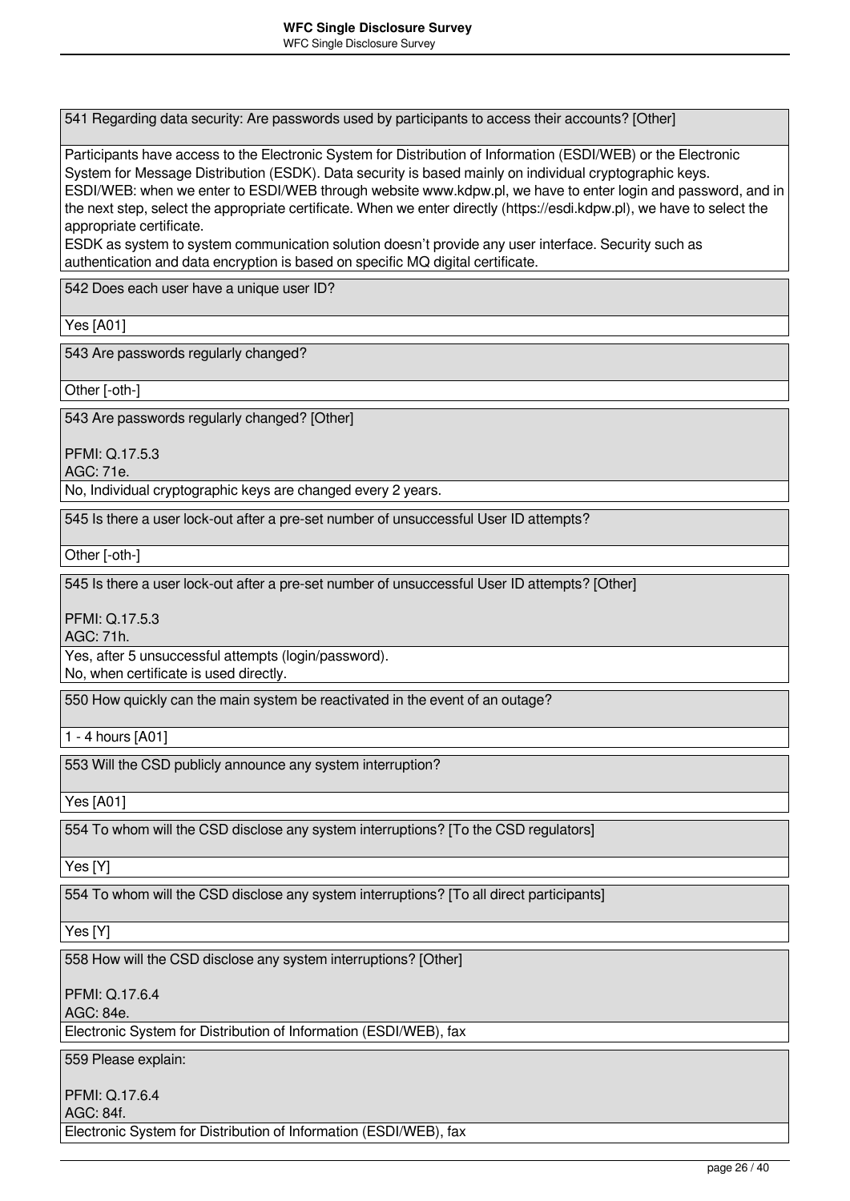541 Regarding data security: Are passwords used by participants to access their accounts? [Other]

Participants have access to the Electronic System for Distribution of Information (ESDI/WEB) or the Electronic System for Message Distribution (ESDK). Data security is based mainly on individual cryptographic keys.
ESDI/WEB: when we enter to ESDI/WEB through website www.kdpw.pl, we have to enter login and password, and in the next step, select the appropriate certificate. When we enter directly (https://esdi.kdpw.pl), we have to select the appropriate certificate.
ESDK as system to system communication solution doesn't provide any user interface. Security such as authentication and data encryption is based on specific MQ digital certificate.

542 Does each user have a unique user ID?

Yes [A01]

543 Are passwords regularly changed?

Other [-oth-]

543 Are passwords regularly changed? [Other]

PFMI: Q.17.5.3
AGC: 71e.

No, Individual cryptographic keys are changed every 2 years.

545 Is there a user lock-out after a pre-set number of unsuccessful User ID attempts?

Other [-oth-]

545 Is there a user lock-out after a pre-set number of unsuccessful User ID attempts? [Other]

PFMI: Q.17.5.3
AGC: 71h.

Yes, after 5 unsuccessful attempts (login/password).
No, when certificate is used directly.

550 How quickly can the main system be reactivated in the event of an outage?

1 - 4 hours [A01]

553 Will the CSD publicly announce any system interruption?

Yes [A01]

554 To whom will the CSD disclose any system interruptions? [To the CSD regulators]

Yes [Y]

554 To whom will the CSD disclose any system interruptions? [To all direct participants]

Yes [Y]

558 How will the CSD disclose any system interruptions? [Other]

PFMI: Q.17.6.4
AGC: 84e.

Electronic System for Distribution of Information (ESDI/WEB), fax

559 Please explain:

PFMI: Q.17.6.4
AGC: 84f.

Electronic System for Distribution of Information (ESDI/WEB), fax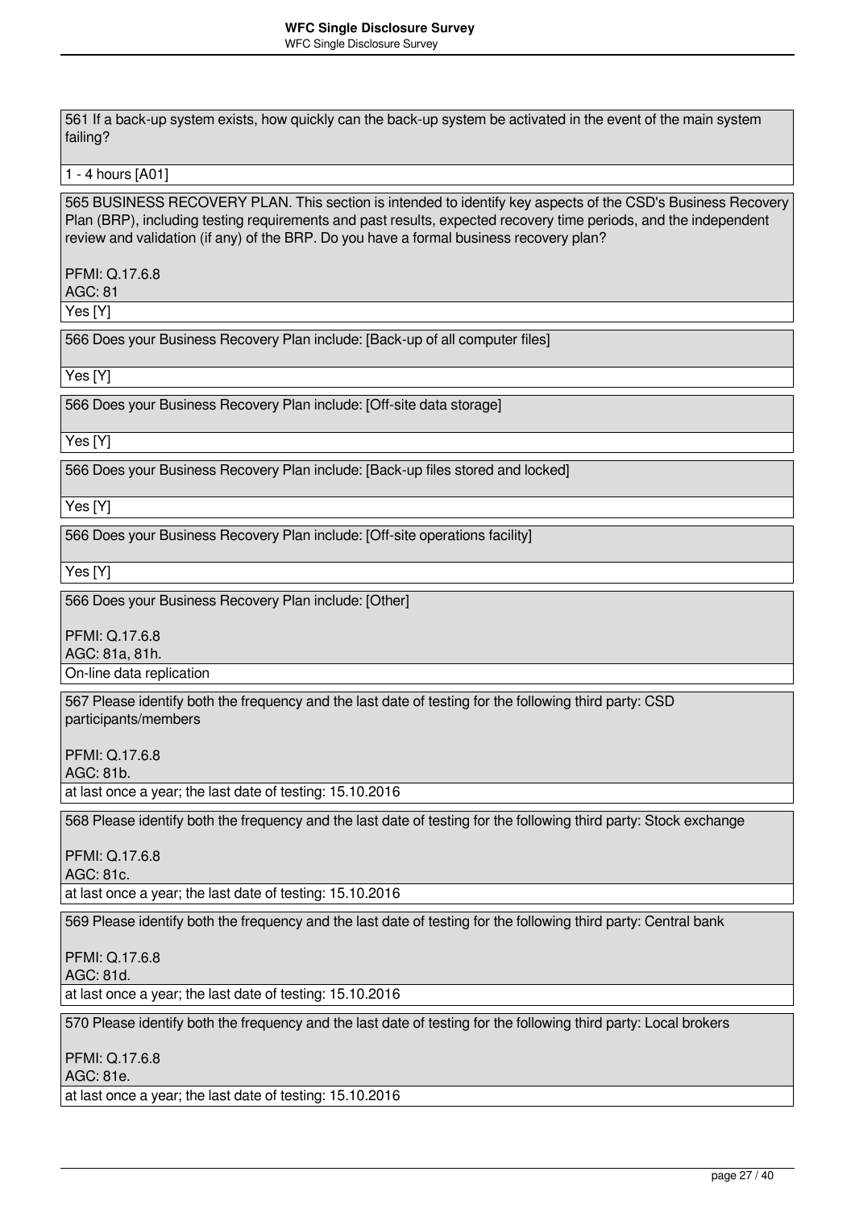561 If a back-up system exists, how quickly can the back-up system be activated in the event of the main system failing?

1 - 4 hours [A01]

565 BUSINESS RECOVERY PLAN. This section is intended to identify key aspects of the CSD's Business Recovery Plan (BRP), including testing requirements and past results, expected recovery time periods, and the independent review and validation (if any) of the BRP. Do you have a formal business recovery plan?

PFMI: Q.17.6.8
AGC: 81

Yes [Y]

566 Does your Business Recovery Plan include: [Back-up of all computer files]

Yes [Y]

566 Does your Business Recovery Plan include: [Off-site data storage]

Yes [Y]

566 Does your Business Recovery Plan include: [Back-up files stored and locked]

Yes [Y]

566 Does your Business Recovery Plan include: [Off-site operations facility]

Yes [Y]

566 Does your Business Recovery Plan include: [Other]

PFMI: Q.17.6.8
AGC: 81a, 81h.

On-line data replication

567 Please identify both the frequency and the last date of testing for the following third party: CSD participants/members

PFMI: Q.17.6.8
AGC: 81b.

at last once a year; the last date of testing: 15.10.2016

568 Please identify both the frequency and the last date of testing for the following third party: Stock exchange

PFMI: Q.17.6.8
AGC: 81c.

at last once a year; the last date of testing: 15.10.2016

569 Please identify both the frequency and the last date of testing for the following third party: Central bank

PFMI: Q.17.6.8
AGC: 81d.

at last once a year; the last date of testing: 15.10.2016

570 Please identify both the frequency and the last date of testing for the following third party: Local brokers

PFMI: Q.17.6.8
AGC: 81e.

at last once a year; the last date of testing: 15.10.2016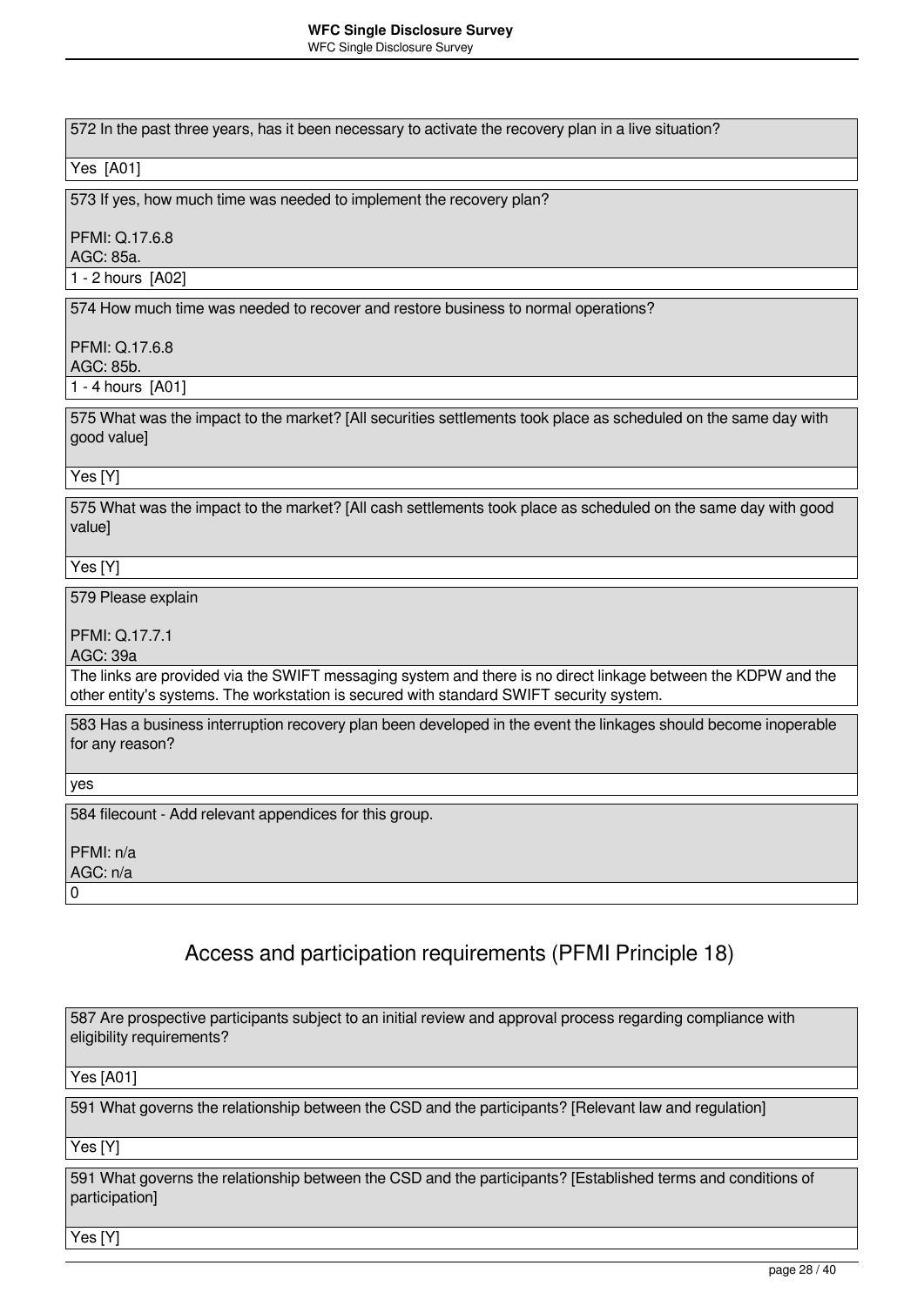572 In the past three years, has it been necessary to activate the recovery plan in a live situation?

Yes [A01]

573 If yes, how much time was needed to implement the recovery plan?

PFMI: Q.17.6.8
AGC: 85a.

1 - 2 hours [A02]

574 How much time was needed to recover and restore business to normal operations?

PFMI: Q.17.6.8
AGC: 85b.

1 - 4 hours [A01]

575 What was the impact to the market? [All securities settlements took place as scheduled on the same day with good value]

Yes [Y]

575 What was the impact to the market? [All cash settlements took place as scheduled on the same day with good value]

Yes [Y]

579 Please explain

PFMI: Q.17.7.1
AGC: 39a

The links are provided via the SWIFT messaging system and there is no direct linkage between the KDPW and the other entity's systems. The workstation is secured with standard SWIFT security system.

583 Has a business interruption recovery plan been developed in the event the linkages should become inoperable for any reason?

yes

584 filecount - Add relevant appendices for this group.

PFMI: n/a
AGC: n/a

0

## Access and participation requirements (PFMI Principle 18)

587 Are prospective participants subject to an initial review and approval process regarding compliance with eligibility requirements?

Yes [A01]

591 What governs the relationship between the CSD and the participants? [Relevant law and regulation]

Yes [Y]

591 What governs the relationship between the CSD and the participants? [Established terms and conditions of participation]

Yes [Y]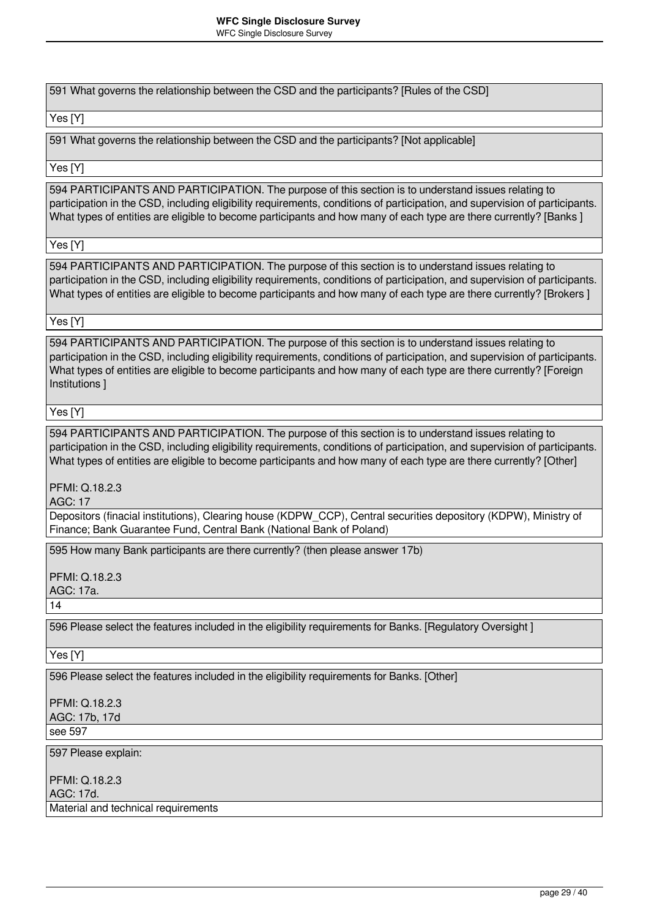591 What governs the relationship between the CSD and the participants? [Rules of the CSD]

Yes [Y]

591 What governs the relationship between the CSD and the participants? [Not applicable]

Yes [Y]

594 PARTICIPANTS AND PARTICIPATION. The purpose of this section is to understand issues relating to participation in the CSD, including eligibility requirements, conditions of participation, and supervision of participants. What types of entities are eligible to become participants and how many of each type are there currently? [Banks ]

Yes [Y]

594 PARTICIPANTS AND PARTICIPATION. The purpose of this section is to understand issues relating to participation in the CSD, including eligibility requirements, conditions of participation, and supervision of participants. What types of entities are eligible to become participants and how many of each type are there currently? [Brokers ]

Yes [Y]

594 PARTICIPANTS AND PARTICIPATION. The purpose of this section is to understand issues relating to participation in the CSD, including eligibility requirements, conditions of participation, and supervision of participants. What types of entities are eligible to become participants and how many of each type are there currently? [Foreign Institutions ]

Yes [Y]

594 PARTICIPANTS AND PARTICIPATION. The purpose of this section is to understand issues relating to participation in the CSD, including eligibility requirements, conditions of participation, and supervision of participants. What types of entities are eligible to become participants and how many of each type are there currently? [Other]

PFMI: Q.18.2.3
AGC: 17

Depositors (finacial institutions), Clearing house (KDPW_CCP), Central securities depository (KDPW), Ministry of Finance; Bank Guarantee Fund, Central Bank (National Bank of Poland)

595 How many Bank participants are there currently? (then please answer 17b)

PFMI: Q.18.2.3
AGC: 17a.

14

596 Please select the features included in the eligibility requirements for Banks. [Regulatory Oversight ]

Yes [Y]

596 Please select the features included in the eligibility requirements for Banks. [Other]

PFMI: Q.18.2.3
AGC: 17b, 17d

see 597

597 Please explain:

PFMI: Q.18.2.3
AGC: 17d.

Material and technical requirements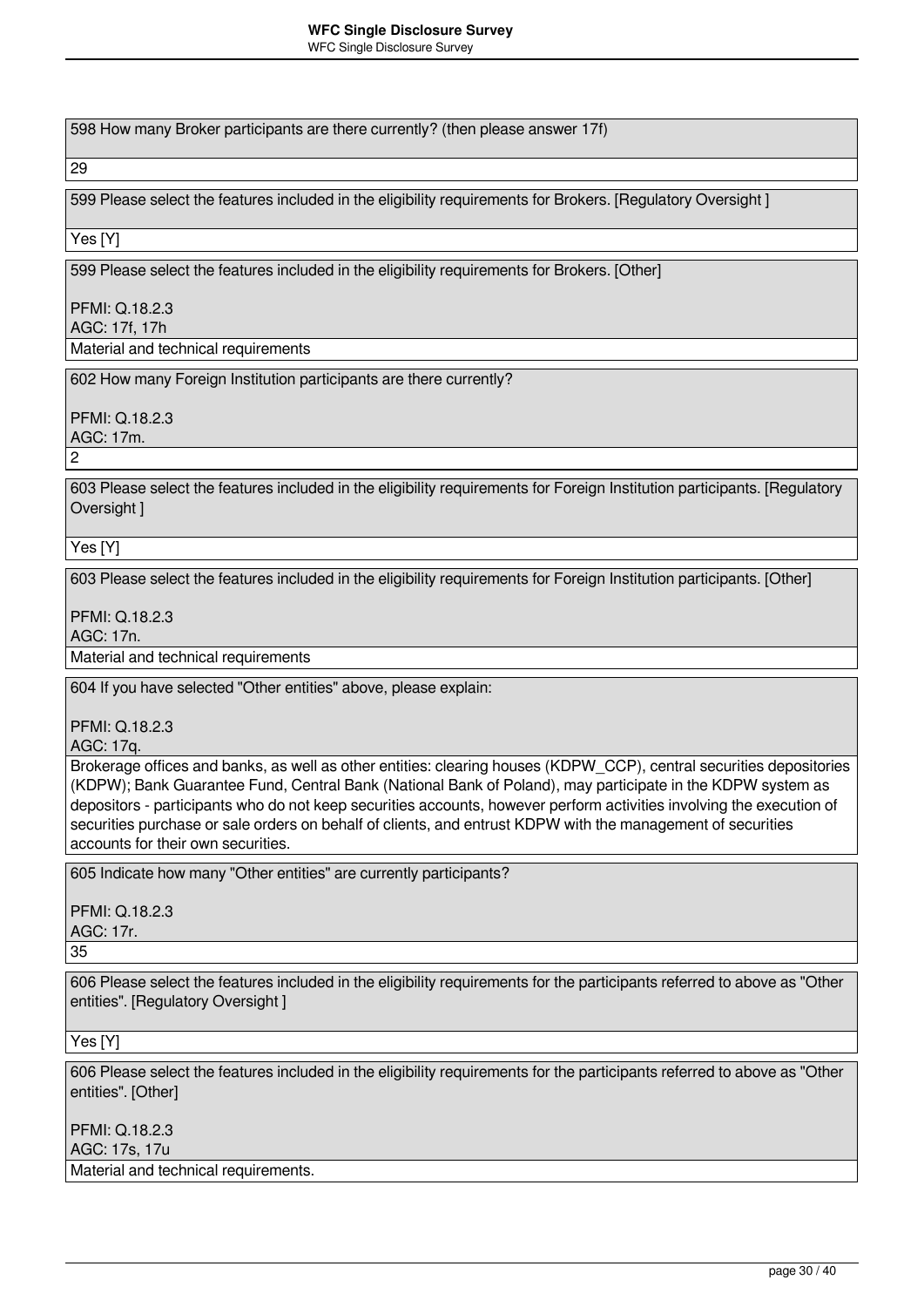598 How many Broker participants are there currently? (then please answer 17f)

29

599 Please select the features included in the eligibility requirements for Brokers. [Regulatory Oversight ]

Yes [Y]

599 Please select the features included in the eligibility requirements for Brokers. [Other]

PFMI: Q.18.2.3
AGC: 17f, 17h

Material and technical requirements

602 How many Foreign Institution participants are there currently?

PFMI: Q.18.2.3
AGC: 17m.

2

603 Please select the features included in the eligibility requirements for Foreign Institution participants. [Regulatory Oversight ]

Yes [Y]

603 Please select the features included in the eligibility requirements for Foreign Institution participants. [Other]

PFMI: Q.18.2.3
AGC: 17n.

Material and technical requirements

604 If you have selected "Other entities" above, please explain:

PFMI: Q.18.2.3
AGC: 17q.

Brokerage offices and banks, as well as other entities: clearing houses (KDPW_CCP), central securities depositories (KDPW); Bank Guarantee Fund, Central Bank (National Bank of Poland), may participate in the KDPW system as depositors - participants who do not keep securities accounts, however perform activities involving the execution of securities purchase or sale orders on behalf of clients, and entrust KDPW with the management of securities accounts for their own securities.

605 Indicate how many "Other entities" are currently participants?

PFMI: Q.18.2.3
AGC: 17r.

35

606 Please select the features included in the eligibility requirements for the participants referred to above as "Other entities". [Regulatory Oversight ]

Yes [Y]

606 Please select the features included in the eligibility requirements for the participants referred to above as "Other entities". [Other]

PFMI: Q.18.2.3
AGC: 17s, 17u

Material and technical requirements.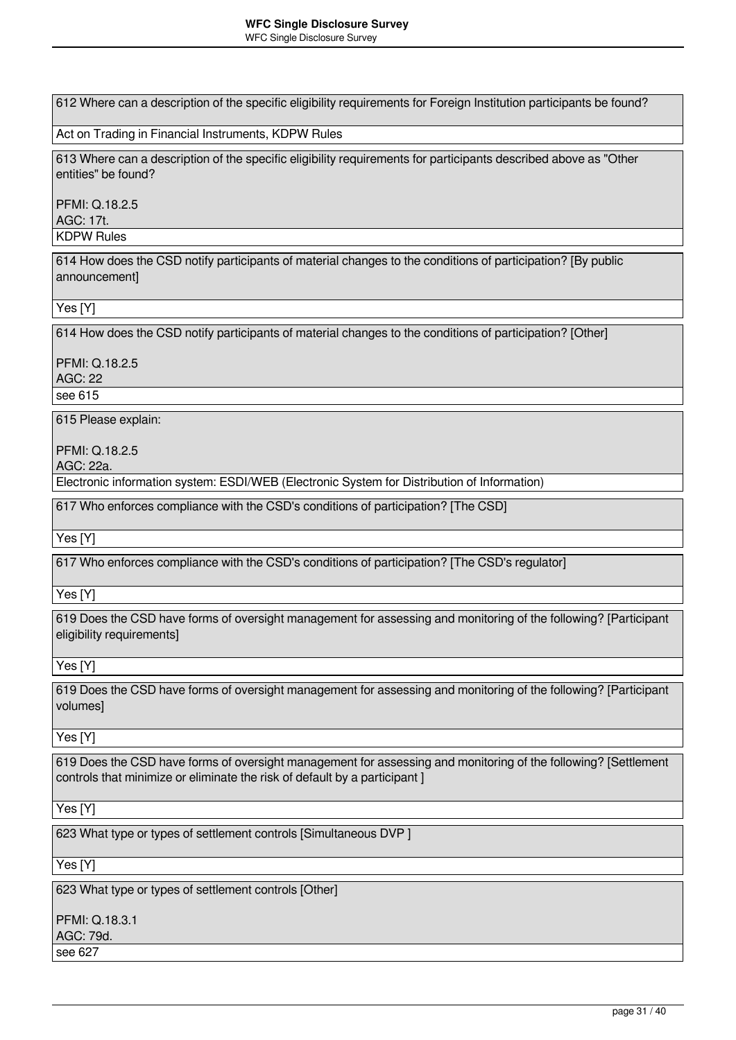612 Where can a description of the specific eligibility requirements for Foreign Institution participants be found?

Act on Trading in Financial Instruments, KDPW Rules

613 Where can a description of the specific eligibility requirements for participants described above as "Other entities" be found?

PFMI: Q.18.2.5
AGC: 17t.

KDPW Rules

614 How does the CSD notify participants of material changes to the conditions of participation? [By public announcement]

Yes [Y]

614 How does the CSD notify participants of material changes to the conditions of participation? [Other]

PFMI: Q.18.2.5
AGC: 22

see 615

615 Please explain:

PFMI: Q.18.2.5
AGC: 22a.

Electronic information system: ESDI/WEB (Electronic System for Distribution of Information)

617 Who enforces compliance with the CSD's conditions of participation? [The CSD]

Yes [Y]

617 Who enforces compliance with the CSD's conditions of participation? [The CSD's regulator]

Yes [Y]

619 Does the CSD have forms of oversight management for assessing and monitoring of the following? [Participant eligibility requirements]

Yes [Y]

619 Does the CSD have forms of oversight management for assessing and monitoring of the following? [Participant volumes]

Yes [Y]

619 Does the CSD have forms of oversight management for assessing and monitoring of the following? [Settlement controls that minimize or eliminate the risk of default by a participant ]

Yes [Y]

623 What type or types of settlement controls [Simultaneous DVP ]

Yes [Y]

623 What type or types of settlement controls [Other]

PFMI: Q.18.3.1
AGC: 79d.

see 627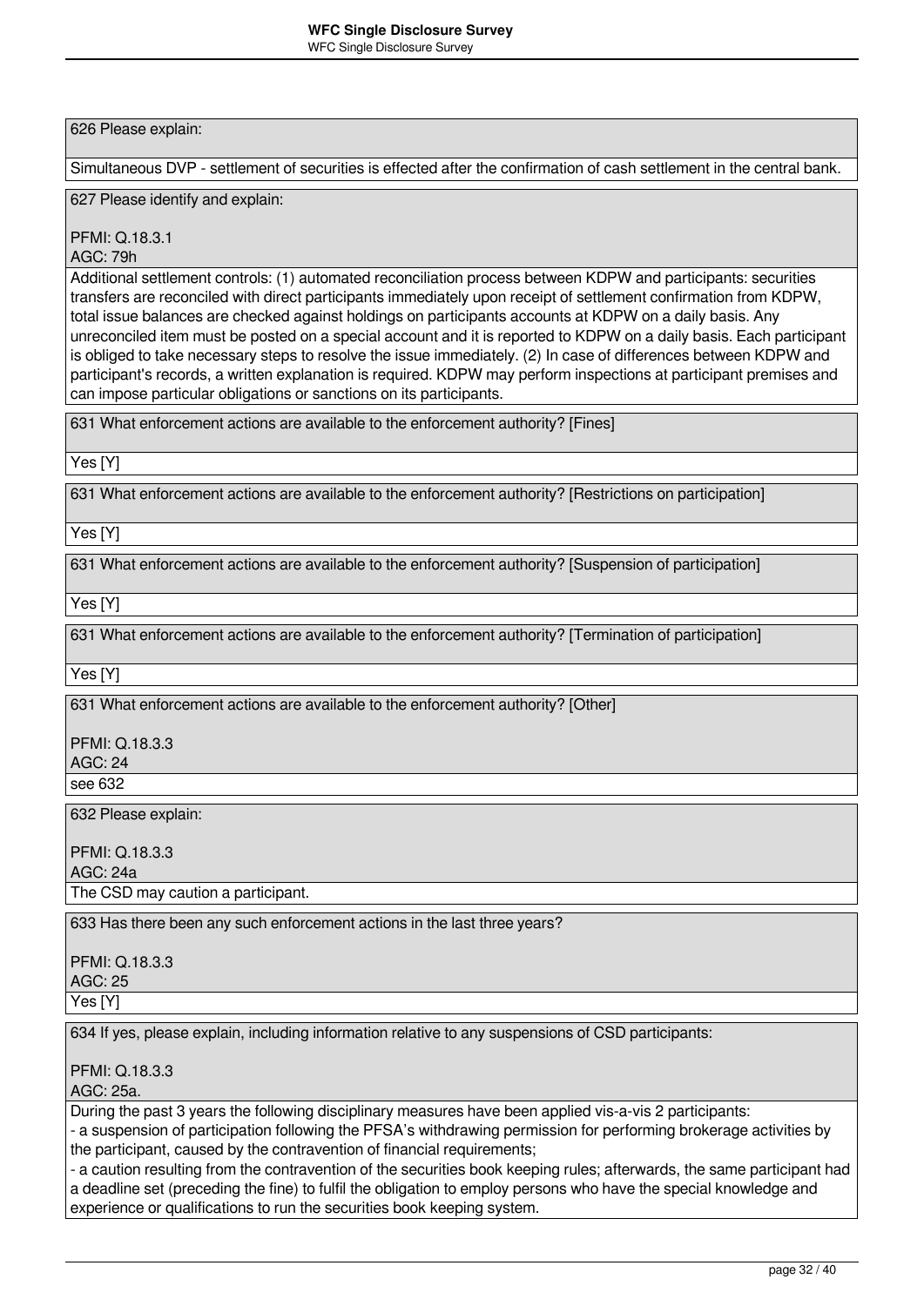626 Please explain:

Simultaneous DVP - settlement of securities is effected after the confirmation of cash settlement in the central bank.

627 Please identify and explain:

PFMI: Q.18.3.1
AGC: 79h

Additional settlement controls: (1) automated reconciliation process between KDPW and participants: securities transfers are reconciled with direct participants immediately upon receipt of settlement confirmation from KDPW, total issue balances are checked against holdings on participants accounts at KDPW on a daily basis. Any unreconciled item must be posted on a special account and it is reported to KDPW on a daily basis. Each participant is obliged to take necessary steps to resolve the issue immediately. (2) In case of differences between KDPW and participant's records, a written explanation is required. KDPW may perform inspections at participant premises and can impose particular obligations or sanctions on its participants.

631 What enforcement actions are available to the enforcement authority? [Fines]

Yes [Y]

631 What enforcement actions are available to the enforcement authority? [Restrictions on participation]

Yes [Y]

631 What enforcement actions are available to the enforcement authority? [Suspension of participation]

Yes [Y]

631 What enforcement actions are available to the enforcement authority? [Termination of participation]

Yes [Y]

631 What enforcement actions are available to the enforcement authority? [Other]

PFMI: Q.18.3.3
AGC: 24

see 632

632 Please explain:

PFMI: Q.18.3.3
AGC: 24a

The CSD may caution a participant.

633 Has there been any such enforcement actions in the last three years?

PFMI: Q.18.3.3
AGC: 25

Yes [Y]

634 If yes, please explain, including information relative to any suspensions of CSD participants:

PFMI: Q.18.3.3
AGC: 25a.

During the past 3 years the following disciplinary measures have been applied vis-a-vis 2 participants:
- a suspension of participation following the PFSA's withdrawing permission for performing brokerage activities by the participant, caused by the contravention of financial requirements;
- a caution resulting from the contravention of the securities book keeping rules; afterwards, the same participant had a deadline set (preceding the fine) to fulfil the obligation to employ persons who have the special knowledge and experience or qualifications to run the securities book keeping system.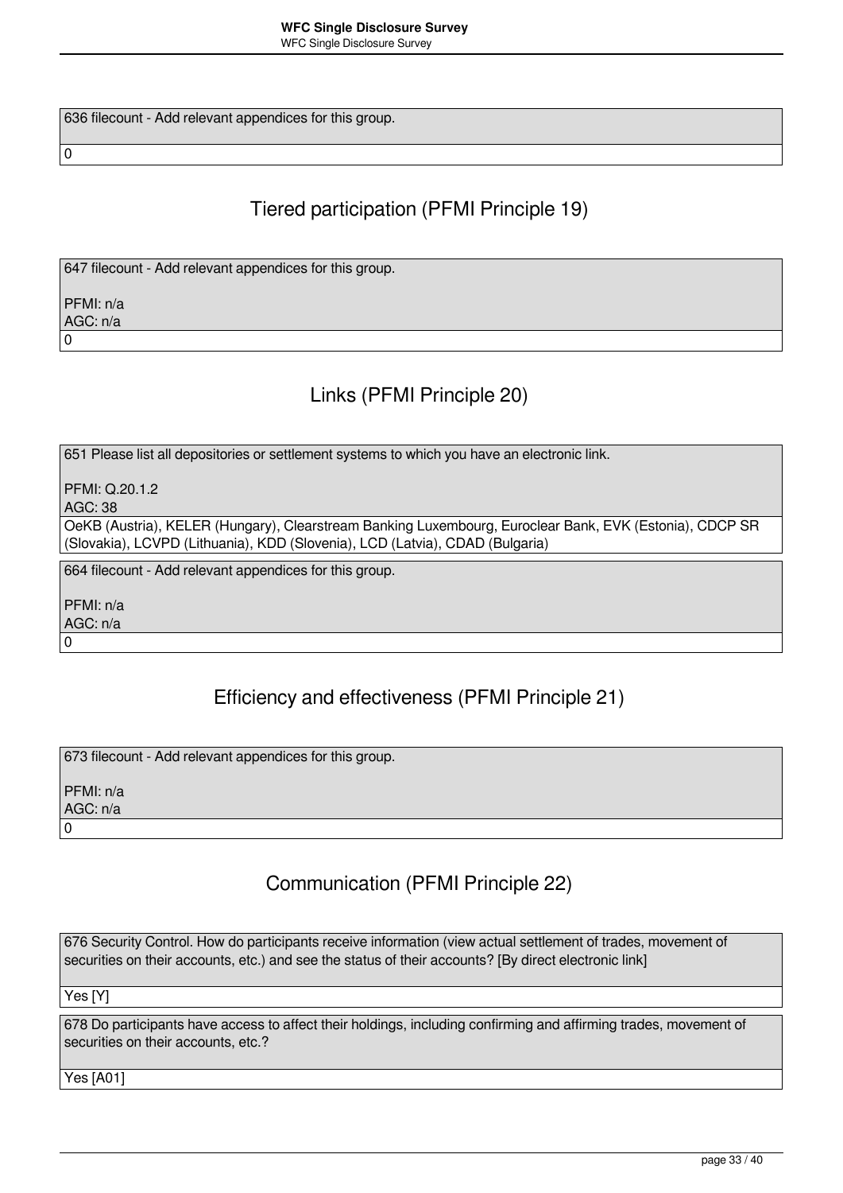636 filecount - Add relevant appendices for this group.

0

## Tiered participation (PFMI Principle 19)

647 filecount - Add relevant appendices for this group.

PFMI: n/a
AGC: n/a

0

## Links (PFMI Principle 20)

651 Please list all depositories or settlement systems to which you have an electronic link.

PFMI: Q.20.1.2
AGC: 38

OeKB (Austria), KELER (Hungary), Clearstream Banking Luxembourg, Euroclear Bank, EVK (Estonia), CDCP SR (Slovakia), LCVPD (Lithuania), KDD (Slovenia), LCD (Latvia), CDAD (Bulgaria)

664 filecount - Add relevant appendices for this group.

PFMI: n/a
AGC: n/a

0

## Efficiency and effectiveness (PFMI Principle 21)

673 filecount - Add relevant appendices for this group.

PFMI: n/a
AGC: n/a

0

## Communication (PFMI Principle 22)

676 Security Control. How do participants receive information (view actual settlement of trades, movement of securities on their accounts, etc.) and see the status of their accounts? [By direct electronic link]

Yes [Y]

678 Do participants have access to affect their holdings, including confirming and affirming trades, movement of securities on their accounts, etc.?

Yes [A01]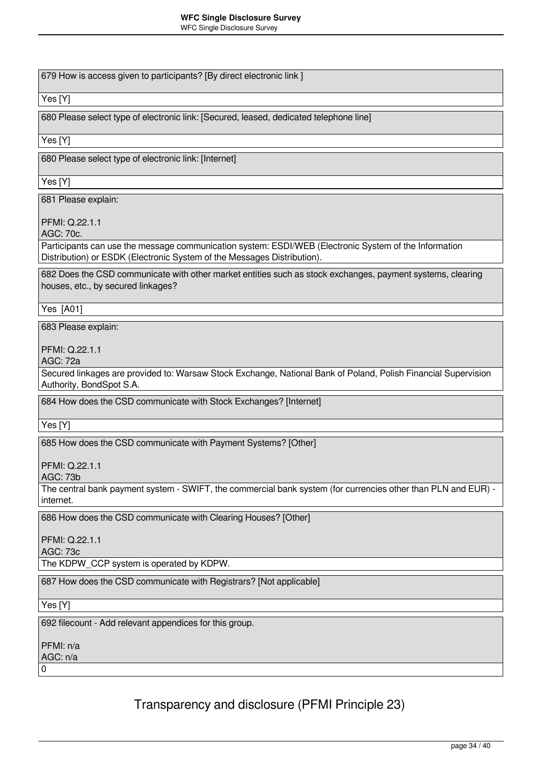679 How is access given to participants? [By direct electronic link ]

Yes [Y]

680 Please select type of electronic link: [Secured, leased, dedicated telephone line]

Yes [Y]

680 Please select type of electronic link: [Internet]

Yes [Y]

681 Please explain:

PFMI: Q.22.1.1
AGC: 70c.

Participants can use the message communication system: ESDI/WEB (Electronic System of the Information Distribution) or ESDK (Electronic System of the Messages Distribution).

682 Does the CSD communicate with other market entities such as stock exchanges, payment systems, clearing houses, etc., by secured linkages?

Yes [A01]

683 Please explain:

PFMI: Q.22.1.1
AGC: 72a

Secured linkages are provided to: Warsaw Stock Exchange, National Bank of Poland, Polish Financial Supervision Authority, BondSpot S.A.

684 How does the CSD communicate with Stock Exchanges? [Internet]

Yes [Y]

685 How does the CSD communicate with Payment Systems? [Other]

PFMI: Q.22.1.1
AGC: 73b

The central bank payment system - SWIFT, the commercial bank system (for currencies other than PLN and EUR) - internet.

686 How does the CSD communicate with Clearing Houses? [Other]

PFMI: Q.22.1.1
AGC: 73c

The KDPW_CCP system is operated by KDPW.

687 How does the CSD communicate with Registrars? [Not applicable]

Yes [Y]

692 filecount - Add relevant appendices for this group.

PFMI: n/a
AGC: n/a

0

## Transparency and disclosure (PFMI Principle 23)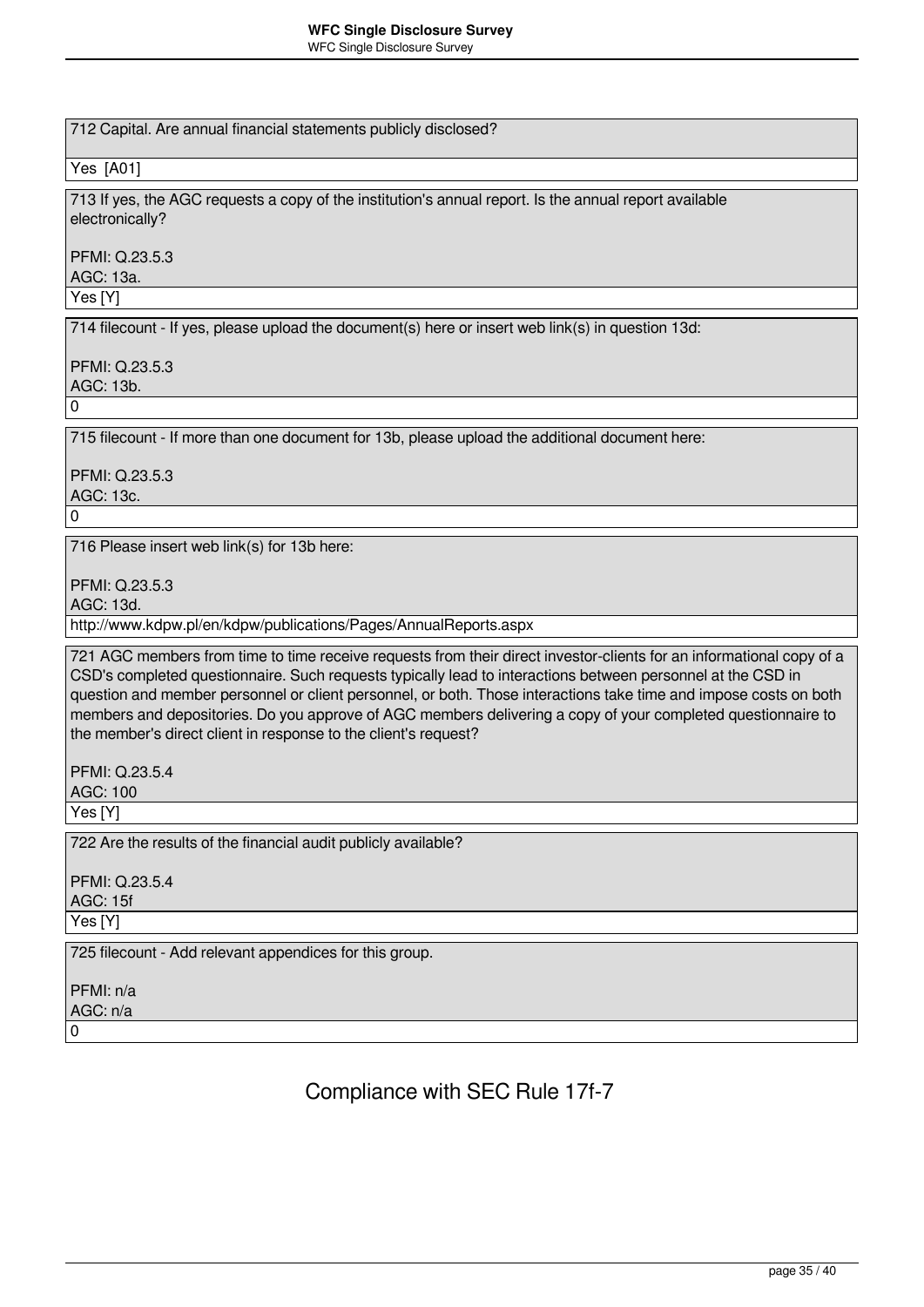712 Capital. Are annual financial statements publicly disclosed?

Yes [A01]

713 If yes, the AGC requests a copy of the institution's annual report. Is the annual report available electronically?

PFMI: Q.23.5.3
AGC: 13a.

Yes [Y]

714 filecount - If yes, please upload the document(s) here or insert web link(s) in question 13d:

PFMI: Q.23.5.3
AGC: 13b.

0

715 filecount - If more than one document for 13b, please upload the additional document here:

PFMI: Q.23.5.3
AGC: 13c.

0

716 Please insert web link(s) for 13b here:

PFMI: Q.23.5.3
AGC: 13d.

http://www.kdpw.pl/en/kdpw/publications/Pages/AnnualReports.aspx

721 AGC members from time to time receive requests from their direct investor-clients for an informational copy of a CSD's completed questionnaire. Such requests typically lead to interactions between personnel at the CSD in question and member personnel or client personnel, or both. Those interactions take time and impose costs on both members and depositories. Do you approve of AGC members delivering a copy of your completed questionnaire to the member's direct client in response to the client's request?

PFMI: Q.23.5.4
AGC: 100

Yes [Y]

722 Are the results of the financial audit publicly available?

PFMI: Q.23.5.4
AGC: 15f

Yes [Y]

725 filecount - Add relevant appendices for this group.

PFMI: n/a
AGC: n/a

0

# Compliance with SEC Rule 17f-7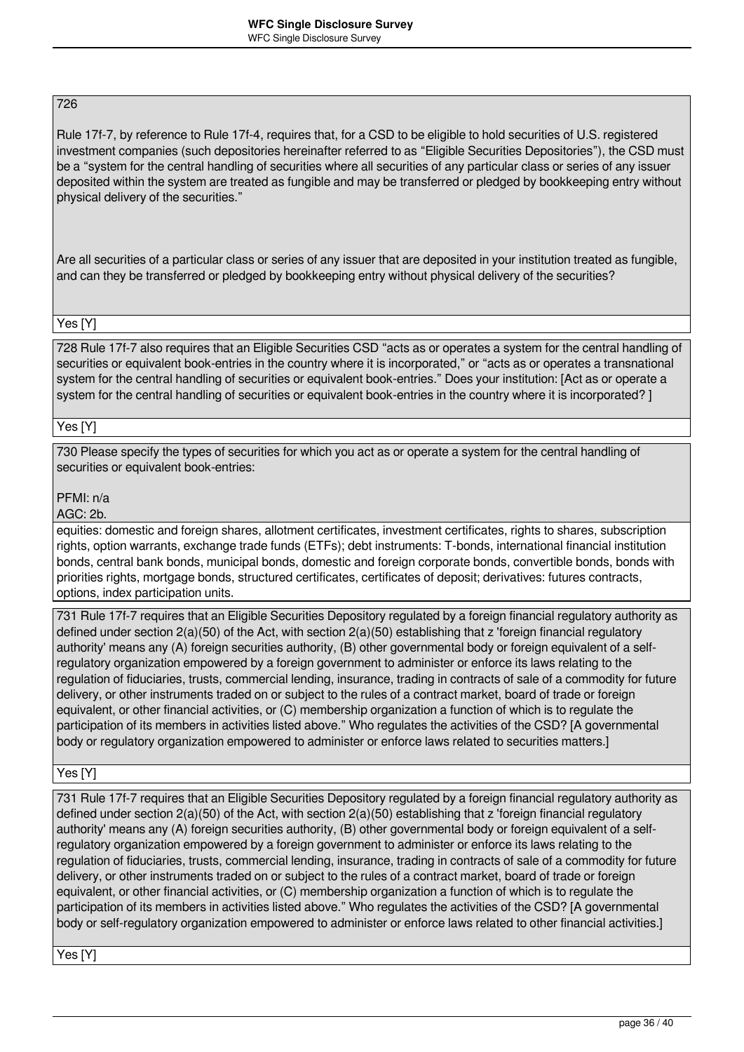726

Rule 17f-7, by reference to Rule 17f-4, requires that, for a CSD to be eligible to hold securities of U.S. registered investment companies (such depositories hereinafter referred to as "Eligible Securities Depositories"), the CSD must be a "system for the central handling of securities where all securities of any particular class or series of any issuer deposited within the system are treated as fungible and may be transferred or pledged by bookkeeping entry without physical delivery of the securities."

Are all securities of a particular class or series of any issuer that are deposited in your institution treated as fungible, and can they be transferred or pledged by bookkeeping entry without physical delivery of the securities?

Yes [Y]

728 Rule 17f-7 also requires that an Eligible Securities CSD "acts as or operates a system for the central handling of securities or equivalent book-entries in the country where it is incorporated," or "acts as or operates a transnational system for the central handling of securities or equivalent book-entries." Does your institution: [Act as or operate a system for the central handling of securities or equivalent book-entries in the country where it is incorporated? ]

Yes [Y]

730 Please specify the types of securities for which you act as or operate a system for the central handling of securities or equivalent book-entries:

PFMI: n/a
AGC: 2b.

equities: domestic and foreign shares, allotment certificates, investment certificates, rights to shares, subscription rights, option warrants, exchange trade funds (ETFs); debt instruments: T-bonds, international financial institution bonds, central bank bonds, municipal bonds, domestic and foreign corporate bonds, convertible bonds, bonds with priorities rights, mortgage bonds, structured certificates, certificates of deposit; derivatives: futures contracts, options, index participation units.

731 Rule 17f-7 requires that an Eligible Securities Depository regulated by a foreign financial regulatory authority as defined under section 2(a)(50) of the Act, with section 2(a)(50) establishing that z 'foreign financial regulatory authority' means any (A) foreign securities authority, (B) other governmental body or foreign equivalent of a self-regulatory organization empowered by a foreign government to administer or enforce its laws relating to the regulation of fiduciaries, trusts, commercial lending, insurance, trading in contracts of sale of a commodity for future delivery, or other instruments traded on or subject to the rules of a contract market, board of trade or foreign equivalent, or other financial activities, or (C) membership organization a function of which is to regulate the participation of its members in activities listed above." Who regulates the activities of the CSD? [A governmental body or regulatory organization empowered to administer or enforce laws related to securities matters.]

Yes [Y]

731 Rule 17f-7 requires that an Eligible Securities Depository regulated by a foreign financial regulatory authority as defined under section 2(a)(50) of the Act, with section 2(a)(50) establishing that z 'foreign financial regulatory authority' means any (A) foreign securities authority, (B) other governmental body or foreign equivalent of a self-regulatory organization empowered by a foreign government to administer or enforce its laws relating to the regulation of fiduciaries, trusts, commercial lending, insurance, trading in contracts of sale of a commodity for future delivery, or other instruments traded on or subject to the rules of a contract market, board of trade or foreign equivalent, or other financial activities, or (C) membership organization a function of which is to regulate the participation of its members in activities listed above." Who regulates the activities of the CSD? [A governmental body or self-regulatory organization empowered to administer or enforce laws related to other financial activities.]

Yes [Y]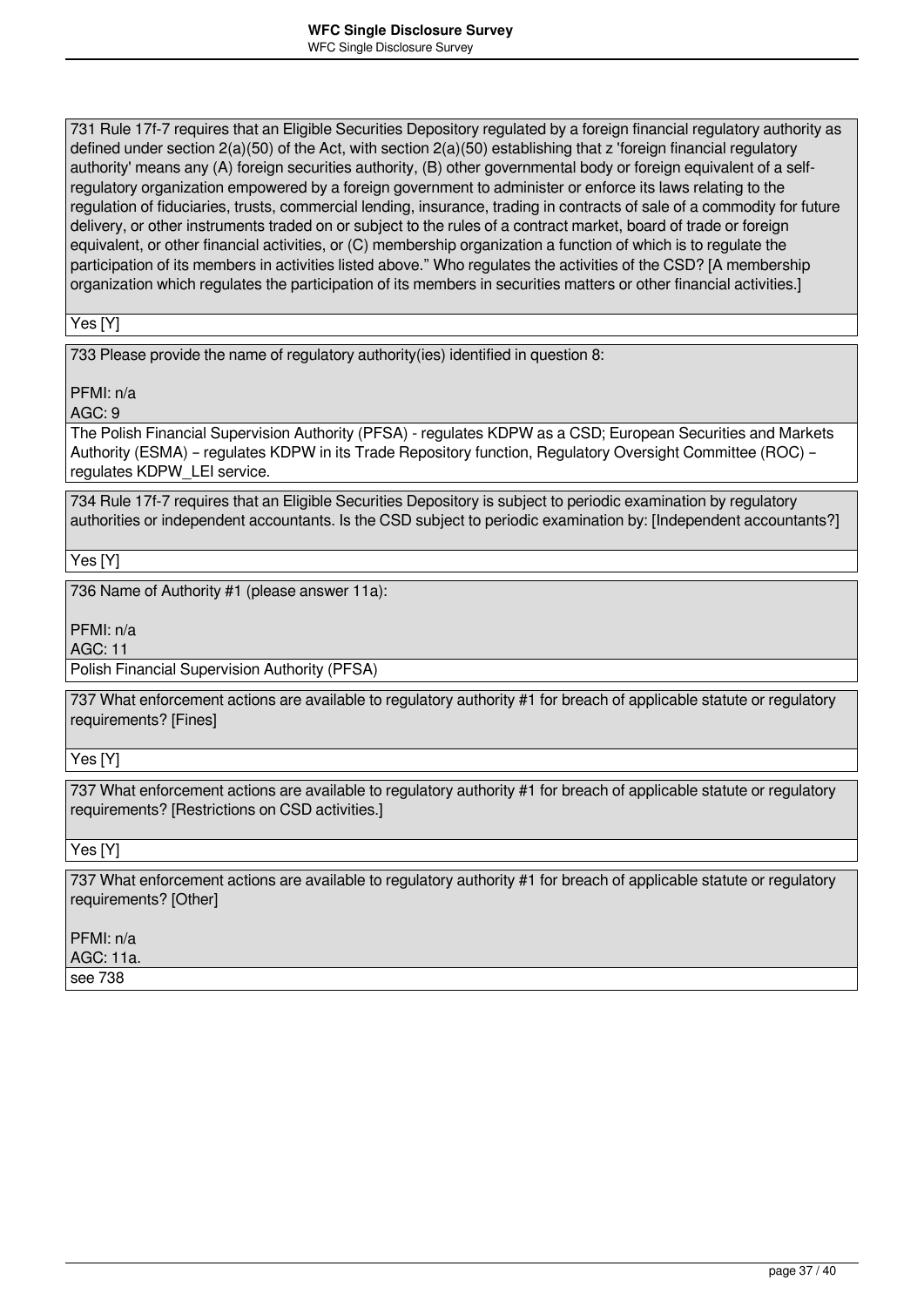731 Rule 17f-7 requires that an Eligible Securities Depository regulated by a foreign financial regulatory authority as defined under section 2(a)(50) of the Act, with section 2(a)(50) establishing that z 'foreign financial regulatory authority' means any (A) foreign securities authority, (B) other governmental body or foreign equivalent of a self-regulatory organization empowered by a foreign government to administer or enforce its laws relating to the regulation of fiduciaries, trusts, commercial lending, insurance, trading in contracts of sale of a commodity for future delivery, or other instruments traded on or subject to the rules of a contract market, board of trade or foreign equivalent, or other financial activities, or (C) membership organization a function of which is to regulate the participation of its members in activities listed above." Who regulates the activities of the CSD? [A membership organization which regulates the participation of its members in securities matters or other financial activities.]

Yes [Y]

733 Please provide the name of regulatory authority(ies) identified in question 8:

PFMI: n/a
AGC: 9

The Polish Financial Supervision Authority (PFSA) - regulates KDPW as a CSD; European Securities and Markets Authority (ESMA) – regulates KDPW in its Trade Repository function, Regulatory Oversight Committee (ROC) – regulates KDPW_LEI service.

734 Rule 17f-7 requires that an Eligible Securities Depository is subject to periodic examination by regulatory authorities or independent accountants. Is the CSD subject to periodic examination by: [Independent accountants?]

Yes [Y]

736 Name of Authority #1 (please answer 11a):

PFMI: n/a
AGC: 11

Polish Financial Supervision Authority (PFSA)

737 What enforcement actions are available to regulatory authority #1 for breach of applicable statute or regulatory requirements? [Fines]

Yes [Y]

737 What enforcement actions are available to regulatory authority #1 for breach of applicable statute or regulatory requirements? [Restrictions on CSD activities.]

Yes [Y]

737 What enforcement actions are available to regulatory authority #1 for breach of applicable statute or regulatory requirements? [Other]

PFMI: n/a
AGC: 11a.

see 738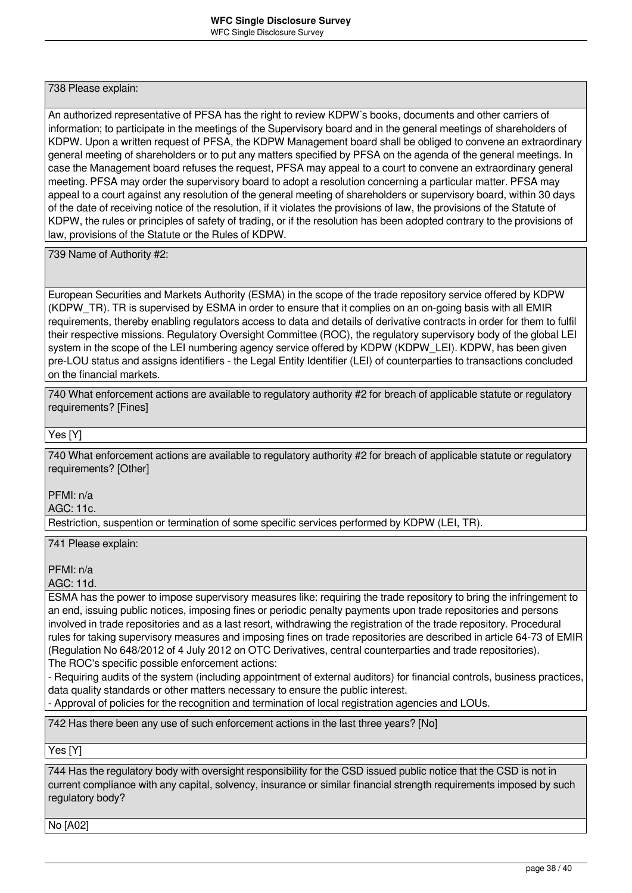738 Please explain:

An authorized representative of PFSA has the right to review KDPW`s books, documents and other carriers of information; to participate in the meetings of the Supervisory board and in the general meetings of shareholders of KDPW. Upon a written request of PFSA, the KDPW Management board shall be obliged to convene an extraordinary general meeting of shareholders or to put any matters specified by PFSA on the agenda of the general meetings. In case the Management board refuses the request, PFSA may appeal to a court to convene an extraordinary general meeting. PFSA may order the supervisory board to adopt a resolution concerning a particular matter. PFSA may appeal to a court against any resolution of the general meeting of shareholders or supervisory board, within 30 days of the date of receiving notice of the resolution, if it violates the provisions of law, the provisions of the Statute of KDPW, the rules or principles of safety of trading, or if the resolution has been adopted contrary to the provisions of law, provisions of the Statute or the Rules of KDPW.

739 Name of Authority #2:

European Securities and Markets Authority (ESMA) in the scope of the trade repository service offered by KDPW (KDPW_TR). TR is supervised by ESMA in order to ensure that it complies on an on-going basis with all EMIR requirements, thereby enabling regulators access to data and details of derivative contracts in order for them to fulfil their respective missions. Regulatory Oversight Committee (ROC), the regulatory supervisory body of the global LEI system in the scope of the LEI numbering agency service offered by KDPW (KDPW_LEI). KDPW, has been given pre-LOU status and assigns identifiers - the Legal Entity Identifier (LEI) of counterparties to transactions concluded on the financial markets.

740 What enforcement actions are available to regulatory authority #2 for breach of applicable statute or regulatory requirements? [Fines]

Yes [Y]

740 What enforcement actions are available to regulatory authority #2 for breach of applicable statute or regulatory requirements? [Other]

PFMI: n/a
AGC: 11c.

Restriction, suspention or termination of some specific services performed by KDPW (LEI, TR).

741 Please explain:

PFMI: n/a
AGC: 11d.

ESMA has the power to impose supervisory measures like: requiring the trade repository to bring the infringement to an end, issuing public notices, imposing fines or periodic penalty payments upon trade repositories and persons involved in trade repositories and as a last resort, withdrawing the registration of the trade repository. Procedural rules for taking supervisory measures and imposing fines on trade repositories are described in article 64-73 of EMIR (Regulation No 648/2012 of 4 July 2012 on OTC Derivatives, central counterparties and trade repositories).
The ROC's specific possible enforcement actions:
- Requiring audits of the system (including appointment of external auditors) for financial controls, business practices, data quality standards or other matters necessary to ensure the public interest.
- Approval of policies for the recognition and termination of local registration agencies and LOUs.

742 Has there been any use of such enforcement actions in the last three years? [No]

Yes [Y]

744 Has the regulatory body with oversight responsibility for the CSD issued public notice that the CSD is not in current compliance with any capital, solvency, insurance or similar financial strength requirements imposed by such regulatory body?

No [A02]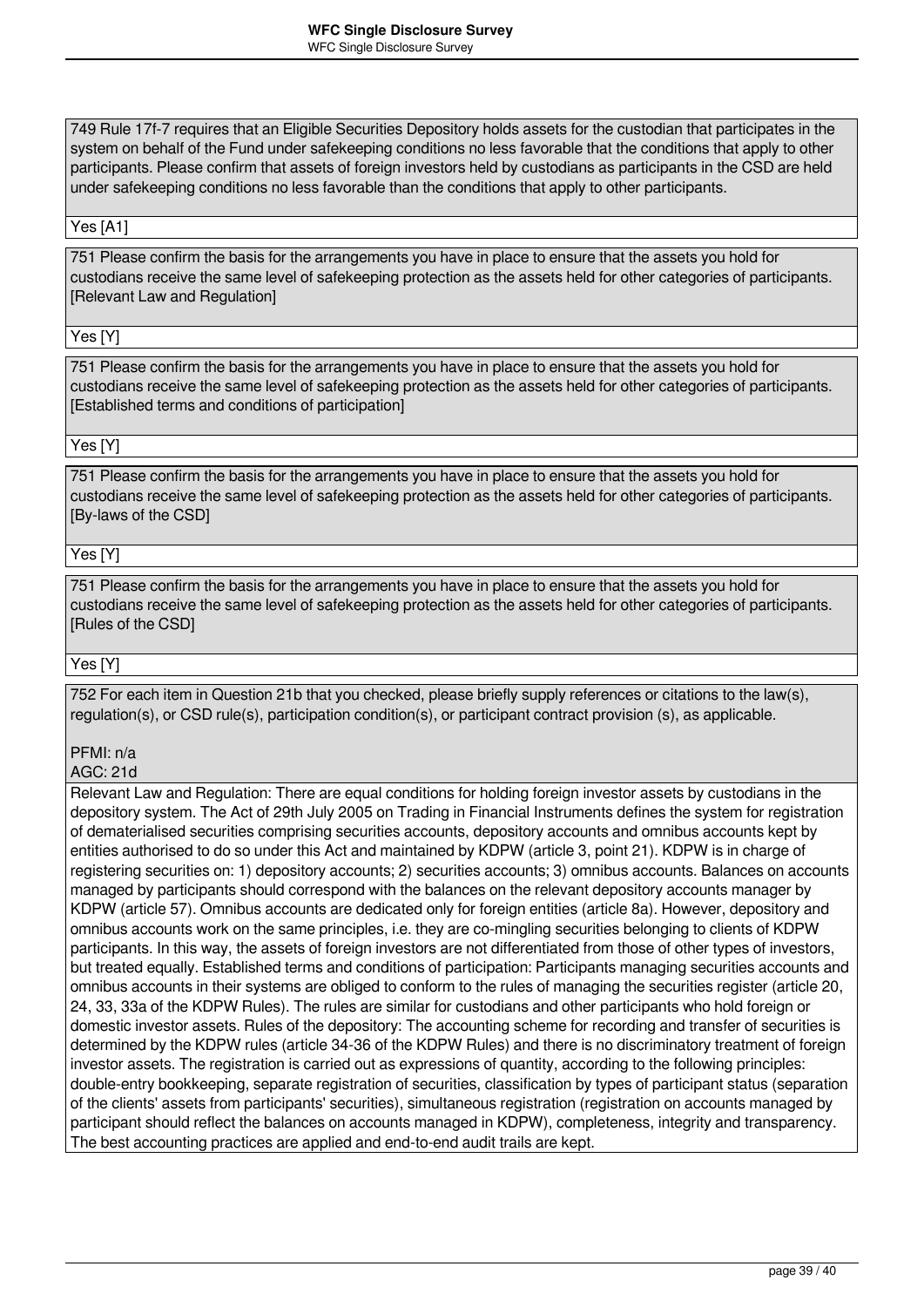749 Rule 17f-7 requires that an Eligible Securities Depository holds assets for the custodian that participates in the system on behalf of the Fund under safekeeping conditions no less favorable that the conditions that apply to other participants. Please confirm that assets of foreign investors held by custodians as participants in the CSD are held under safekeeping conditions no less favorable than the conditions that apply to other participants.

Yes [A1]

751 Please confirm the basis for the arrangements you have in place to ensure that the assets you hold for custodians receive the same level of safekeeping protection as the assets held for other categories of participants. [Relevant Law and Regulation]

Yes [Y]

751 Please confirm the basis for the arrangements you have in place to ensure that the assets you hold for custodians receive the same level of safekeeping protection as the assets held for other categories of participants. [Established terms and conditions of participation]

Yes [Y]

751 Please confirm the basis for the arrangements you have in place to ensure that the assets you hold for custodians receive the same level of safekeeping protection as the assets held for other categories of participants. [By-laws of the CSD]

Yes [Y]

751 Please confirm the basis for the arrangements you have in place to ensure that the assets you hold for custodians receive the same level of safekeeping protection as the assets held for other categories of participants. [Rules of the CSD]

Yes [Y]

752 For each item in Question 21b that you checked, please briefly supply references or citations to the law(s), regulation(s), or CSD rule(s), participation condition(s), or participant contract provision (s), as applicable.

PFMI: n/a
AGC: 21d

Relevant Law and Regulation: There are equal conditions for holding foreign investor assets by custodians in the depository system. The Act of 29th July 2005 on Trading in Financial Instruments defines the system for registration of dematerialised securities comprising securities accounts, depository accounts and omnibus accounts kept by entities authorised to do so under this Act and maintained by KDPW (article 3, point 21). KDPW is in charge of registering securities on: 1) depository accounts; 2) securities accounts; 3) omnibus accounts. Balances on accounts managed by participants should correspond with the balances on the relevant depository accounts manager by KDPW (article 57). Omnibus accounts are dedicated only for foreign entities (article 8a). However, depository and omnibus accounts work on the same principles, i.e. they are co-mingling securities belonging to clients of KDPW participants. In this way, the assets of foreign investors are not differentiated from those of other types of investors, but treated equally. Established terms and conditions of participation: Participants managing securities accounts and omnibus accounts in their systems are obliged to conform to the rules of managing the securities register (article 20, 24, 33, 33a of the KDPW Rules). The rules are similar for custodians and other participants who hold foreign or domestic investor assets. Rules of the depository: The accounting scheme for recording and transfer of securities is determined by the KDPW rules (article 34-36 of the KDPW Rules) and there is no discriminatory treatment of foreign investor assets. The registration is carried out as expressions of quantity, according to the following principles: double-entry bookkeeping, separate registration of securities, classification by types of participant status (separation of the clients' assets from participants' securities), simultaneous registration (registration on accounts managed by participant should reflect the balances on accounts managed in KDPW), completeness, integrity and transparency. The best accounting practices are applied and end-to-end audit trails are kept.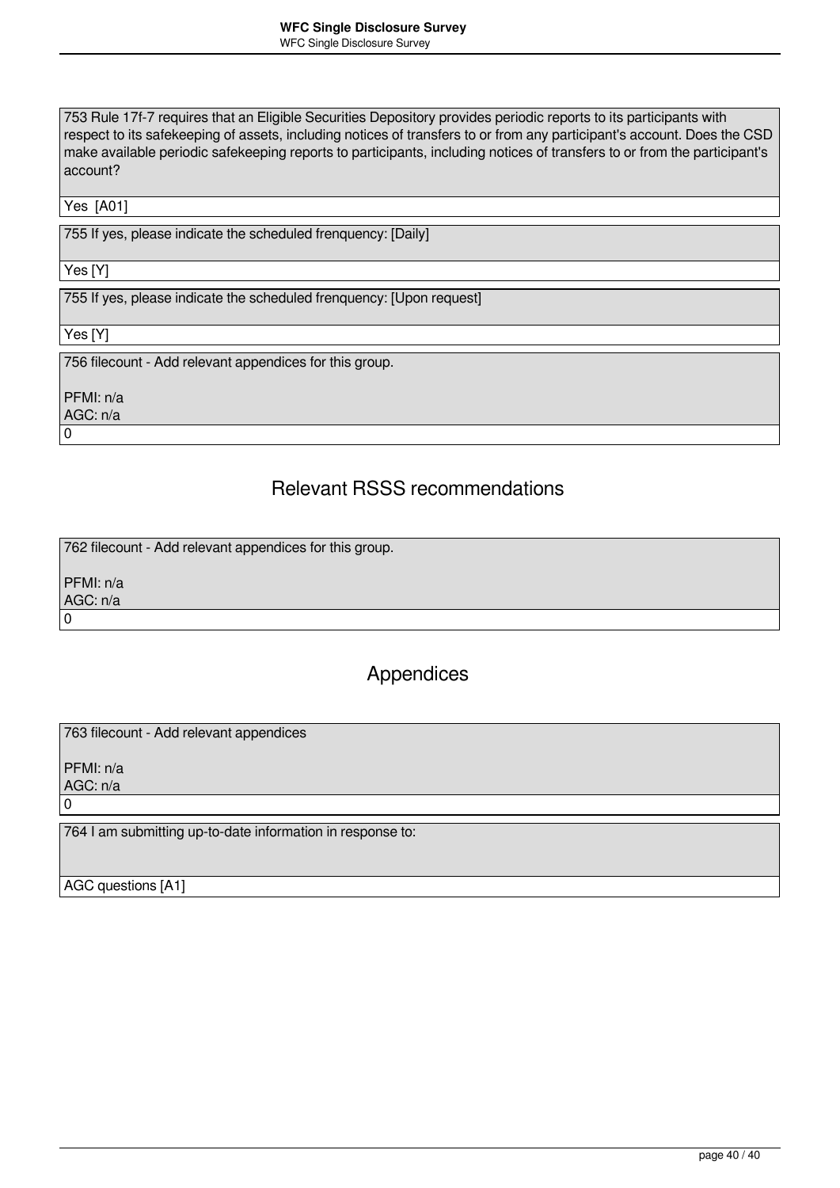753 Rule 17f-7 requires that an Eligible Securities Depository provides periodic reports to its participants with respect to its safekeeping of assets, including notices of transfers to or from any participant's account. Does the CSD make available periodic safekeeping reports to participants, including notices of transfers to or from the participant's account?

Yes [A01]

755 If yes, please indicate the scheduled frenquency: [Daily]

Yes [Y]

755 If yes, please indicate the scheduled frenquency: [Upon request]

Yes [Y]

756 filecount - Add relevant appendices for this group.

PFMI: n/a
AGC: n/a

0

## Relevant RSSS recommendations

762 filecount - Add relevant appendices for this group.

PFMI: n/a
AGC: n/a

0

## Appendices

763 filecount - Add relevant appendices

PFMI: n/a
AGC: n/a

0

764 I am submitting up-to-date information in response to:

AGC questions [A1]